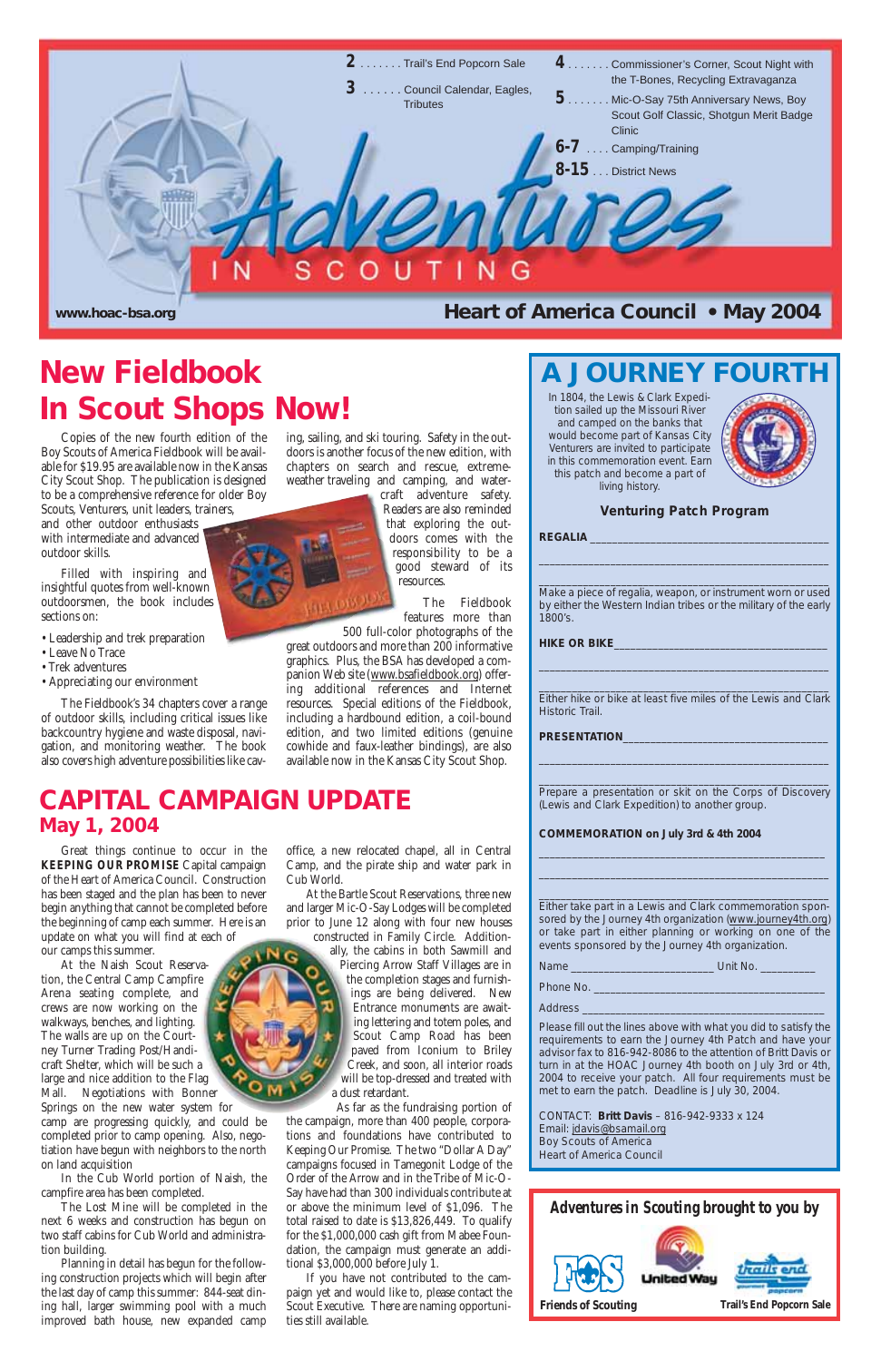2 ....... Trail's End Popcorn Sale

3 ...... Council Calendar, Eagles, Tributes

4 ....... Commissioner's Corner, Scout Night with the T-Bones, Recycling Extravaganza

5 ....... Mic-O-Say 75th Anniversary News, Boy Scout Golf Classic, Shotgun Merit Badge Clinic

6-7 .... Camping/Training

8-15 ... District News

# Adventures IN SCOUTING

www.hoac-bsa.org

**Heart of America Council • May 2004**

# New Fieldbook In Scout Shops Now!

Copies of the new fourth edition of the Boy Scouts of America Fieldbook will be available for $19.95 are available now in the Kansas City Scout Shop. The publication is designed to be a comprehensive reference for older Boy Scouts, Venturers, unit leaders, trainers, and other outdoor enthusiasts with intermediate and advanced outdoor skills.

Filled with inspiring and insightful quotes from well-known outdoorsmen, the book includes sections on:

- Leadership and trek preparation
- Leave No Trace
- Trek adventures
- Appreciating our environment

The Fieldbook's 34 chapters cover a range of outdoor skills, including critical issues like backcountry hygiene and waste disposal, navigation, and monitoring weather. The book also covers high adventure possibilities like caving, sailing, and ski touring. Safety in the outdoors is another focus of the new edition, with chapters on search and rescue, extreme-weather traveling and camping, and watercraft adventure safety. Readers are also reminded that exploring the outdoors comes with the responsibility to be a good steward of its resources.

The Fieldbook features more than 500 full-color photographs of the great outdoors and more than 200 informative graphics. Plus, the BSA has developed a companion Web site (www.bsafieldbook.org) offering additional references and Internet resources. Special editions of the Fieldbook, including a hardbound edition, a coil-bound edition, and two limited editions (genuine cowhide and faux-leather bindings), are also available now in the Kansas City Scout Shop.

# CAPITAL CAMPAIGN UPDATE

## May 1, 2004

Great things continue to occur in the **KEEPING OUR PROMISE** Capital campaign of the Heart of America Council. Construction has been staged and the plan has been to never begin anything that cannot be completed before the beginning of camp each summer. Here is an update on what you will find at each of our camps this summer.

At the Naish Scout Reservation, the Central Camp Campfire Arena seating complete, and crews are now working on the walkways, benches, and lighting. The walls are up on the Courtney Turner Trading Post/Handicraft Shelter, which will be such a large and nice addition to the Flag Mall. Negotiations with Bonner Springs on the new water system for camp are progressing quickly, and could be completed prior to camp opening. Also, negotiation have begun with neighbors to the north on land acquisition

In the Cub World portion of Naish, the campfire area has been completed.

The Lost Mine will be completed in the next 6 weeks and construction has begun on two staff cabins for Cub World and administration building.

Planning in detail has begun for the following construction projects which will begin after the last day of camp this summer: 844-seat dining hall, larger swimming pool with a much improved bath house, new expanded camp office, a new relocated chapel, all in Central Camp, and the pirate ship and water park in Cub World.

At the Bartle Scout Reservations, three new and larger Mic-O-Say Lodges will be completed prior to June 12 along with four new houses constructed in Family Circle. Additionally, the cabins in both Sawmill and Piercing Arrow Staff Villages are in the completion stages and furnishings are being delivered. New Entrance monuments are awaiting lettering and totem poles, and Scout Camp Road has been paved from Iconium to Briley Creek, and soon, all interior roads will be top-dressed and treated with a dust retardant.

As far as the fundraising portion of the campaign, more than 400 people, corporations and foundations have contributed to Keeping Our Promise. The two "Dollar A Day" campaigns focused in Tamegonit Lodge of the Order of the Arrow and in the Tribe of Mic-O-Say have had more than 300 individuals contribute at or above the minimum level of $1,096. The total raised to date is $13,826,449. To qualify for the $1,000,000 cash gift from Mabee Foundation, the campaign must generate an additional $3,000,000 before July 1.

If you have not contributed to the campaign yet and would like to, please contact the Scout Executive. There are naming opportunities still available.

# A JOURNEY FOURTH

In 1804, the Lewis & Clark Expedition sailed up the Missouri River and camped on the banks that would become part of Kansas City Venturers are invited to participate in this commemoration event. Earn this patch and become a part of living history.

### Venturing Patch Program

**REGALIA** ____________________

____________________

Make a piece of regalia, weapon, or instrument worn or used by either the Western Indian tribes or the military of the early 1800's.

**HIKE OR BIKE** ____________________

____________________

Either hike or bike at least five miles of the Lewis and Clark Historic Trail.

**PRESENTATION** ____________________

____________________

Prepare a presentation or skit on the Corps of Discovery (Lewis and Clark Expedition) to another group.

**COMMEMORATION on July 3rd & 4th 2004**

____________________

____________________

Either take part in a Lewis and Clark commemoration sponsored by the Journey 4th organization (www.journey4th.org) or take part in either planning or working on one of the events sponsored by the Journey 4th organization.

Name ____________________ Unit No. ________

Phone No. ____________________

Address ____________________

Please fill out the lines above with what you did to satisfy the requirements to earn the Journey 4th Patch and have your advisor fax to 816-942-8086 to the attention of Britt Davis or turn in at the HOAC Journey 4th booth on July 3rd or 4th, 2004 to receive your patch. All four requirements must be met to earn the patch. Deadline is July 30, 2004.

CONTACT: **Britt Davis** – 816-942-9333 x 124
Email: jdavis@bsamail.org
Boy Scouts of America
Heart of America Council

***Adventures in Scouting brought to you by***

Friends of Scouting — United Way — Trail's End Popcorn Sale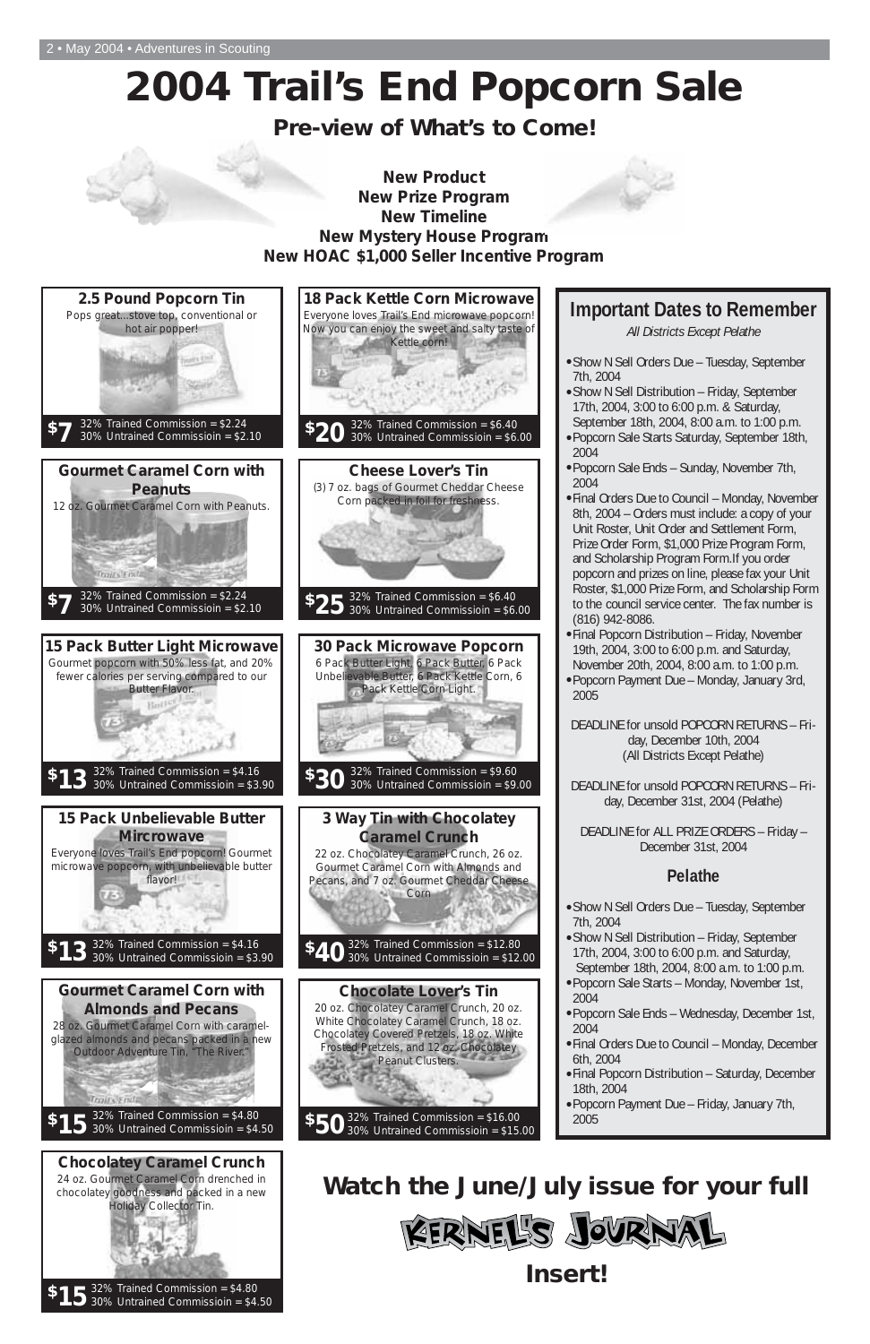# 2004 Trail's End Popcorn Sale

## Pre-view of What's to Come!

**New Product**
**New Prize Program**
**New Timeline**
**New Mystery House Program**
**New HOAC $1,000 Seller Incentive Program**

### 2.5 Pound Popcorn Tin

Pops great...stove top, conventional or hot air popper!

**$7** 32% Trained Commission = $2.24
30% Untrained Commission = $2.10

### Gourmet Caramel Corn with Peanuts

12 oz. Gourmet Caramel Corn with Peanuts.

**$7** 32% Trained Commission = $2.24
30% Untrained Commission = $2.10

### 15 Pack Butter Light Microwave

Gourmet popcorn with 50% less fat, and 20% fewer calories per serving compared to our Butter Flavor.

**$13** 32% Trained Commission = $4.16
30% Untrained Commission = $3.90

### 15 Pack Unbelievable Butter Mircrowave

Everyone loves Trail's End popcorn! Gourmet microwave popcorn, with unbelievable butter flavor!

**$13** 32% Trained Commission = $4.16
30% Untrained Commission = $3.90

### Gourmet Caramel Corn with Almonds and Pecans

28 oz. Gourmet Caramel Corn with caramel-glazed almonds and pecans packed in a new Outdoor Adventure Tin, "The River."

**$15** 32% Trained Commission = $4.80
30% Untrained Commission = $4.50

### Chocolatey Caramel Crunch

24 oz. Gourmet Caramel Corn drenched in chocolatey goodness and packed in a new Holiday Collector Tin.

**$15** 32% Trained Commission = $4.80
30% Untrained Commission = $4.50

### 18 Pack Kettle Corn Microwave

Everyone loves Trail's End microwave popcorn! Now you can enjoy the sweet and salty taste of Kettle corn!

**$20** 32% Trained Commission = $6.40
30% Untrained Commission = $6.00

### Cheese Lover's Tin

(3) 7 oz. bags of Gourmet Cheddar Cheese Corn packed in foil for freshness.

**$25** 32% Trained Commission = $6.40
30% Untrained Commission = $6.00

### 30 Pack Microwave Popcorn

6 Pack Butter Light, 6 Pack Butter, 6 Pack Unbelievable Butter, 6 Pack Kettle Corn, 6 Pack Kettle Corn Light.

**$30** 32% Trained Commission = $9.60
30% Untrained Commission = $9.00

### 3 Way Tin with Chocolatey Caramel Crunch

22 oz. Chocolatey Caramel Crunch, 26 oz. Gourmet Caramel Corn with Almonds and Pecans, and 7 oz. Gourmet Cheddar Cheese Corn

**$40** 32% Trained Commission = $12.80
30% Untrained Commission = $12.00

### Chocolate Lover's Tin

20 oz. Chocolatey Caramel Crunch, 20 oz. White Chocolatey Caramel Crunch, 18 oz. Chocolatey Covered Pretzels, 18 oz. White Frosted Pretzels, and 12 oz. Chocolatey Peanut Clusters.

**$50** 32% Trained Commission = $16.00
30% Untrained Commission = $15.00

## Important Dates to Remember

*All Districts Except Pelathe*

- Show N Sell Orders Due – Tuesday, September 7th, 2004
- Show N Sell Distribution – Friday, September 17th, 2004, 3:00 to 6:00 p.m. & Saturday, September 18th, 2004, 8:00 a.m. to 1:00 p.m.
- Popcorn Sale Starts Saturday, September 18th, 2004
- Popcorn Sale Ends – Sunday, November 7th, 2004
- Final Orders Due to Council – Monday, November 8th, 2004 – Orders must include: a copy of your Unit Roster, Unit Order and Settlement Form, Prize Order Form, $1,000 Prize Program Form, and Scholarship Program Form.If you order popcorn and prizes on line, please fax your Unit Roster, $1,000 Prize Form, and Scholarship Form to the council service center. The fax number is (816) 942-8086.
- Final Popcorn Distribution – Friday, November 19th, 2004, 3:00 to 6:00 p.m. and Saturday, November 20th, 2004, 8:00 a.m. to 1:00 p.m.
- Popcorn Payment Due – Monday, January 3rd, 2005

DEADLINE for unsold POPCORN RETURNS – Friday, December 10th, 2004
(All Districts Except Pelathe)

DEADLINE for unsold POPCORN RETURNS – Friday, December 31st, 2004 (Pelathe)

DEADLINE for ALL PRIZE ORDERS – Friday – December 31st, 2004

### Pelathe

- Show N Sell Orders Due – Tuesday, September 7th, 2004
- Show N Sell Distribution – Friday, September 17th, 2004, 3:00 to 6:00 p.m. and Saturday, September 18th, 2004, 8:00 a.m. to 1:00 p.m.
- Popcorn Sale Starts – Monday, November 1st, 2004
- Popcorn Sale Ends – Wednesday, December 1st, 2004
- Final Orders Due to Council – Monday, December 6th, 2004
- Final Popcorn Distribution – Saturday, December 18th, 2004
- Popcorn Payment Due – Friday, January 7th, 2005

## Watch the June/July issue for your full KERNEL'S JOURNAL Insert!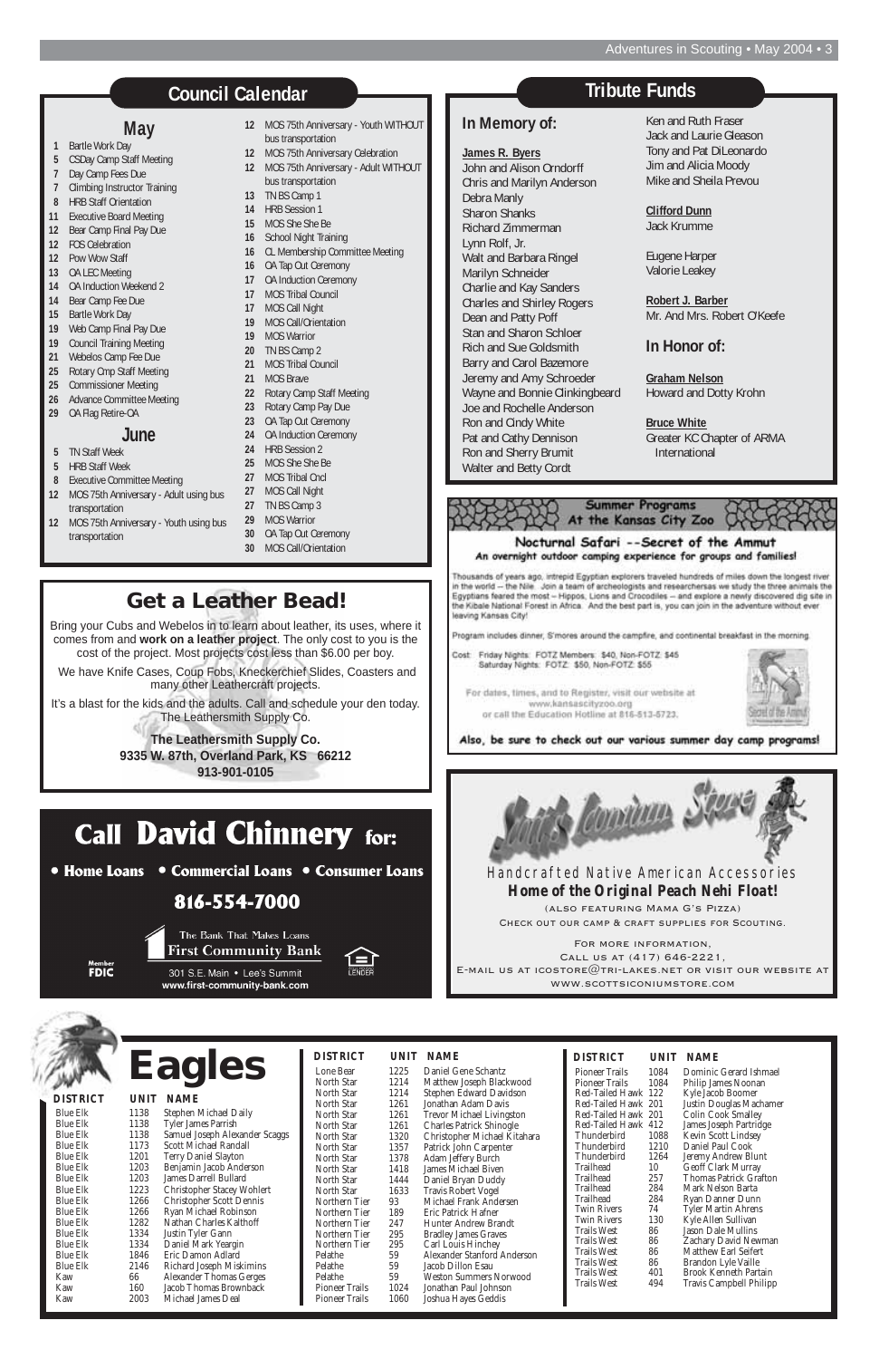## Council Calendar

### May

- **1** Bartle Work Day
- **5** CSDay Camp Staff Meeting
- **7** Day Camp Fees Due
- **7** Climbing Instructor Training
- **8** HRB Staff Orientation
- **11** Executive Board Meeting
- **12** Bear Camp Final Pay Due
- **12** FOS Celebration
- **12** Pow Wow Staff
- **13** OA LEC Meeting
- **14** OA Induction Weekend 2
- **14** Bear Camp Fee Due
- **15** Bartle Work Day
- **19** Web Camp Final Pay Due
- **19** Council Training Meeting
- **21** Webelos Camp Fee Due
- **25** Rotary Cmp Staff Meeting
- **25** Commissioner Meeting
- **26** Advance Committee Meeting
- **29** OA Flag Retire-OA

### June

- **5** TN Staff Week
- **5** HRB Staff Week
- **8** Executive Committee Meeting
- **12** MOS 75th Anniversary - Adult using bus transportation
- **12** MOS 75th Anniversary - Youth using bus transportation
- **12** MOS 75th Anniversary - Youth WITHOUT bus transportation
- **12** MOS 75th Anniversary Celebration
- **12** MOS 75th Anniversary - Adult WITHOUT bus transportation
- **13** TN BS Camp 1
- **14** HRB Session 1
- **15** MOS She She Be
- **16** School Night Training
- **16** CL Membership Committee Meeting
- **16** OA Tap Out Ceremony
- **17** OA Induction Ceremony
- **17** MOS Tribal Council
- **17** MOS Call Night
- **19** MOS Call/Orientation
- **19** MOS Warrior
- **20** TN BS Camp 2
- **21** MOS Tribal Council
- **21** MOS Brave
- **22** Rotary Camp Staff Meeting
- **23** Rotary Camp Pay Due
- **23** OA Tap Out Ceremony
- **24** OA Induction Ceremony
- **24** HRB Session 2
- **25** MOS She She Be
- **27** MOS Tribal Cncl
- **27** MOS Call Night
- **27** TN BS Camp 3
- **29** MOS Warrior
- **30** OA Tap Out Ceremony
- **30** MOS Call/Orientation

## Tribute Funds

### In Memory of:

**James R. Byers**
John and Alison Orndorff
Chris and Marilyn Anderson
Debra Manly
Sharon Shanks
Richard Zimmerman
Lynn Rolf, Jr.
Walt and Barbara Ringel
Marilyn Schneider
Charlie and Kay Sanders
Charles and Shirley Rogers
Dean and Patty Poff
Stan and Sharon Schloer
Rich and Sue Goldsmith
Barry and Carol Bazemore
Jeremy and Amy Schroeder
Wayne and Bonnie Clinkingbeard
Joe and Rochelle Anderson
Ron and Cindy White
Pat and Cathy Dennison
Ron and Sherry Brumit
Walter and Betty Cordt
Ken and Ruth Fraser
Jack and Laurie Gleason
Tony and Pat DiLeonardo
Jim and Alicia Moody
Mike and Sheila Prevou

**Clifford Dunn**
Jack Krumme

Eugene Harper
Valorie Leakey

**Robert J. Barber**
Mr. And Mrs. Robert O'Keefe

### In Honor of:

**Graham Nelson**
Howard and Dotty Krohn

**Bruce White**
Greater KC Chapter of ARMA International

## Get a Leather Bead!

Bring your Cubs and Webelos in to learn about leather, its uses, where it comes from and **work on a leather project**. The only cost to you is the cost of the project. Most projects cost less than $6.00 per boy.

We have Knife Cases, Coup Fobs, Kneckerchief Slides, Coasters and many other Leathercraft projects.

It's a blast for the kids and the adults. Call and schedule your den today. The Leathersmith Supply Co.

**The Leathersmith Supply Co.**
**9335 W. 87th, Overland Park, KS 66212**
**913-901-0105**

## Summer Programs At the Kansas City Zoo

**Nocturnal Safari --Secret of the Ammut**
An overnight outdoor camping experience for groups and families!

Thousands of years ago, intrepid Egyptian explorers traveled hundreds of miles down the longest river in the world -- the Nile. Join a team of archeologists and researchersas we study the three animals the Egyptians feared the most – Hippos, Lions and Crocodiles -- and explore a newly discovered dig site in the Kibale National Forest in Africa. And the best part is, you can join in the adventure without ever leaving Kansas City!

Program includes dinner, S'mores around the campfire, and continental breakfast in the morning.

Cost: Friday Nights: FOTZ Members: $40, Non-FOTZ: $45
Saturday Nights: FOTZ: $50, Non-FOTZ: $55

For dates, times, and to Register, visit our website at www.kansascityzoo.org or call the Education Hotline at 816-513-5723.

Also, be sure to check out our various summer day camp programs!

## Call David Chinnery for:

• Home Loans • Commercial Loans • Consumer Loans

**816-554-7000**

The Bank That Makes Loans
First Community Bank
301 S.E. Main • Lee's Summit
www.first-community-bank.com

Member FDIC

## Scott's Iconium Store

Handcrafted Native American Accessories
**Home of the Original Peach Nehi Float!**
(Also featuring Mama G's Pizza)
Check out our camp & craft supplies for Scouting.

For more information,
Call us at (417) 646-2221,
E-mail us at icostore@tri-lakes.net or visit our website at www.scottsiconiumstore.com

# Eagles

| DISTRICT | UNIT | NAME |
|---|---|---|
| Blue Elk | 1138 | Stephen Michael Daily |
| Blue Elk | 1138 | Tyler James Parrish |
| Blue Elk | 1138 | Samuel Joseph Alexander Scaggs |
| Blue Elk | 1173 | Scott Michael Randall |
| Blue Elk | 1201 | Terry Daniel Slayton |
| Blue Elk | 1203 | Benjamin Jacob Anderson |
| Blue Elk | 1203 | James Darrell Bullard |
| Blue Elk | 1223 | Christopher Stacey Wohlert |
| Blue Elk | 1266 | Christopher Scott Dennis |
| Blue Elk | 1266 | Ryan Michael Robinson |
| Blue Elk | 1282 | Nathan Charles Kalthoff |
| Blue Elk | 1334 | Justin Tyler Gann |
| Blue Elk | 1334 | Daniel Mark Yeargin |
| Blue Elk | 1846 | Eric Damon Adlard |
| Blue Elk | 2146 | Richard Joseph Miskimins |
| Kaw | 66 | Alexander Thomas Gerges |
| Kaw | 160 | Jacob Thomas Brownback |
| Kaw | 2003 | Michael James Deal |
| Lone Bear | 1225 | Daniel Gene Schantz |
| North Star | 1214 | Matthew Joseph Blackwood |
| North Star | 1214 | Stephen Edward Davidson |
| North Star | 1261 | Jonathan Adam Davis |
| North Star | 1261 | Trevor Michael Livingston |
| North Star | 1261 | Charles Patrick Shinogle |
| North Star | 1320 | Christopher Michael Kitahara |
| North Star | 1357 | Patrick John Carpenter |
| North Star | 1378 | Adam Jeffery Burch |
| North Star | 1418 | James Michael Biven |
| North Star | 1444 | Daniel Bryan Duddy |
| North Star | 1633 | Travis Robert Vogel |
| Northern Tier | 93 | Michael Frank Andersen |
| Northern Tier | 189 | Eric Patrick Hafner |
| Northern Tier | 247 | Hunter Andrew Brandt |
| Northern Tier | 295 | Bradley James Graves |
| Northern Tier | 295 | Carl Louis Hinchey |
| Pelathe | 59 | Alexander Stanford Anderson |
| Pelathe | 59 | Jacob Dillon Esau |
| Pelathe | 59 | Weston Summers Norwood |
| Pioneer Trails | 1024 | Jonathan Paul Johnson |
| Pioneer Trails | 1060 | Joshua Hayes Geddis |
| Pioneer Trails | 1084 | Dominic Gerard Ishmael |
| Pioneer Trails | 1084 | Philip James Noonan |
| Red-Tailed Hawk | 122 | Kyle Jacob Boomer |
| Red-Tailed Hawk | 201 | Justin Douglas Machamer |
| Red-Tailed Hawk | 201 | Colin Cook Smalley |
| Red-Tailed Hawk | 412 | James Joseph Partridge |
| Thunderbird | 1088 | Kevin Scott Lindsey |
| Thunderbird | 1210 | Daniel Paul Cook |
| Thunderbird | 1264 | Jeremy Andrew Blunt |
| Trailhead | 10 | Geoff Clark Murray |
| Trailhead | 257 | Thomas Patrick Grafton |
| Trailhead | 284 | Mark Nelson Barta |
| Trailhead | 284 | Ryan Danner Dunn |
| Twin Rivers | 74 | Tyler Martin Ahrens |
| Twin Rivers | 130 | Kyle Allen Sullivan |
| Trails West | 86 | Jason Dale Mullins |
| Trails West | 86 | Zachary David Newman |
| Trails West | 86 | Matthew Earl Seifert |
| Trails West | 86 | Brandon Lyle Vaille |
| Trails West | 401 | Brook Kenneth Partain |
| Trails West | 494 | Travis Campbell Philipp |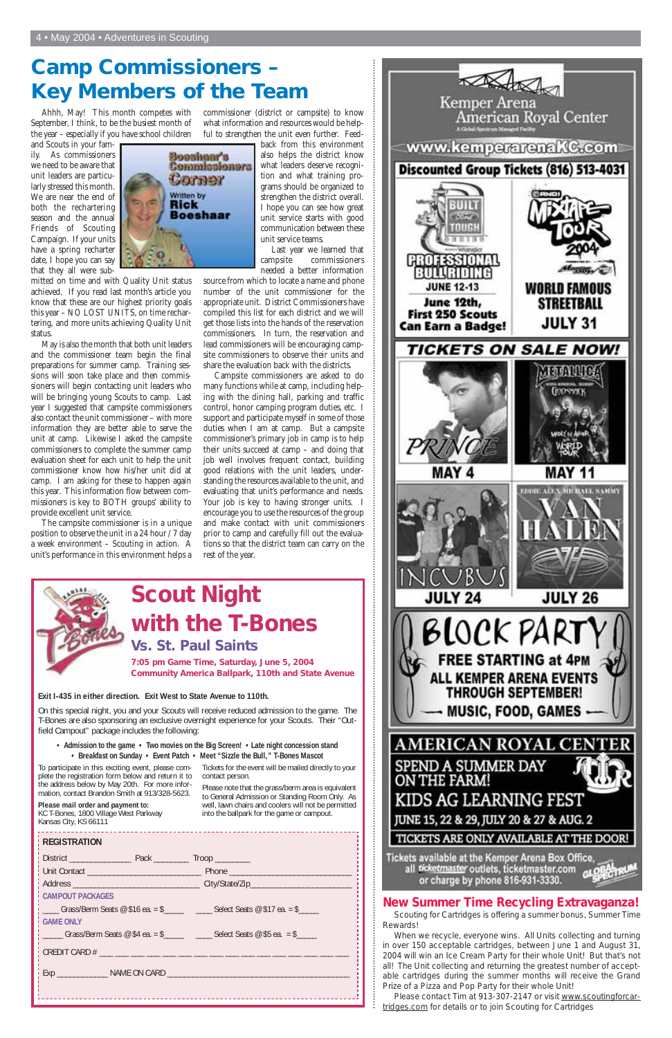# Camp Commissioners – Key Members of the Team

**Boeshaar's Commissioners Corner**
Written by **Rick Boeshaar**

Ahhh, May! This month competes with September, I think, to be the busiest month of the year – especially if you have school children and Scouts in your family. As commissioners we need to be aware that unit leaders are particularly stressed this month. We are near the end of both the rechartering season and the annual Friends of Scouting Campaign. If your units have a spring recharter date, I hope you can say that they all were submitted on time and with Quality Unit status achieved. If you read last month's article you know that these are our highest priority goals this year – NO LOST UNITS, on time rechartering, and more units achieving Quality Unit status.

May is also the month that both unit leaders and the commissioner team begin the final preparations for summer camp. Training sessions will soon take place and then commissioners will begin contacting unit leaders who will be bringing young Scouts to camp. Last year I suggested that campsite commissioners also contact the unit commissioner – with more information they are better able to serve the unit at camp. Likewise I asked the campsite commissioners to complete the summer camp evaluation sheet for each unit to help the unit commissioner know how his/her unit did at camp. I am asking for these to happen again this year. This information flow between commissioners is key to BOTH groups' ability to provide excellent unit service.

The campsite commissioner is in a unique position to observe the unit in a 24 hour / 7 day a week environment – Scouting in action. A unit's performance in this environment helps a commissioner (district or campsite) to know what information and resources would be helpful to strengthen the unit even further. Feedback from this environment also helps the district know what leaders deserve recognition and what training programs should be organized to strengthen the district overall. I hope you can see how great unit service starts with good communication between these unit service teams.

Last year we learned that campsite commissioners needed a better information source from which to locate a name and phone number of the unit commissioner for the appropriate unit. District Commissioners have compiled this list for each district and we will get those lists into the hands of the reservation commissioners. In turn, the reservation and lead commissioners will be encouraging campsite commissioners to observe their units and share the evaluation back with the districts.

Campsite commissioners are asked to do many functions while at camp, including helping with the dining hall, parking and traffic control, honor camping program duties, etc. I support and participate myself in some of those duties when I am at camp. But a campsite commissioner's primary job in camp is to help their units succeed at camp – and doing that job well involves frequent contact, building good relations with the unit leaders, understanding the resources available to the unit, and evaluating that unit's performance and needs. Your job is key to having stronger units. I encourage you to use the resources of the group and make contact with unit commissioners prior to camp and carefully fill out the evaluations so that the district team can carry on the rest of the year.

# Scout Night with the T-Bones

## Vs. St. Paul Saints

**7:05 pm Game Time, Saturday, June 5, 2004**
**Community America Ballpark, 110th and State Avenue**

**Exit I-435 in either direction. Exit West to State Avenue to 110th.**

On this special night, you and your Scouts will receive reduced admission to the game. The T-Bones are also sponsoring an exclusive overnight experience for your Scouts. Their "Outfield Campout" package includes the following:

- **Admission to the game** • **Two movies on the Big Screen!** • **Late night concession stand** • **Breakfast on Sunday** • **Event Patch** • **Meet "Sizzle the Bull," T-Bones Mascot**

To participate in this exciting event, please complete the registration form below and return it to the address below by May 20th. For more information, contact Brandon Smith at 913/328-5623.

**Please mail order and payment to:**
KC T-Bones, 1800 Village West Parkway
Kansas City, KS 66111

Tickets for the event will be mailed directly to your contact person.

Please note that the grass/berm area is equivalent to General Admission or Standing Room Only. As well, lawn chairs and coolers will not be permitted into the ballpark for the game or campout.

**REGISTRATION**

District ______________ Pack ________ Troop ________

Unit Contact ________________________ Phone ________________________

Address ________________________ City/State/Zip ________________________

CAMPOUT PACKAGES

____ Grass/Berm Seats @$16 ea. = $_____ ____ Select Seats @$17 ea. = $_____

GAME ONLY

_____ Grass/Berm Seats @$4 ea. = $_____ ____ Select Seats @$5 ea. = $_____

CREDIT CARD # ________________________________

Exp ____________ NAME ON CARD ________________________________

# Kemper Arena American Royal Center

A Global Spectrum Managed Facility

**www.kemperarenaKC.com**

**Discounted Group Tickets (816) 513-4031**

**Built Ford Tough Series Professional Bull Riding** – **JUNE 12-13** – **June 12th, First 250 Scouts Can Earn a Badge!**

**AND1 Mixtape Tour 2004** – **WORLD FAMOUS STREETBALL** – **JULY 31**

**TICKETS ON SALE NOW!**

**PRINCE** – **MAY 4**

**METALLICA** with Godsmack – **MAY 11**

**INCUBUS** – **JULY 24**

**VAN HALEN** – **JULY 26**

**BLOCK PARTY** – **FREE STARTING at 4PM ALL KEMPER ARENA EVENTS THROUGH SEPTEMBER! MUSIC, FOOD, GAMES**

**AMERICAN ROYAL CENTER**
**SPEND A SUMMER DAY ON THE FARM!**
**KIDS AG LEARNING FEST**
**JUNE 15, 22 & 29, JULY 20 & 27 & AUG. 2**
**TICKETS ARE ONLY AVAILABLE AT THE DOOR!**

Tickets available at the Kemper Arena Box Office, all ticketmaster outlets, ticketmaster.com or charge by phone 816-931-3330.

## New Summer Time Recycling Extravaganza!

Scouting for Cartridges is offering a summer bonus, Summer Time Rewards!

When we recycle, everyone wins. All Units collecting and turning in over 150 acceptable cartridges, between June 1 and August 31, 2004 will win an Ice Cream Party for their whole Unit! But that's not all! The Unit collecting and returning the greatest number of acceptable cartridges during the summer months will receive the Grand Prize of a Pizza and Pop Party for their whole Unit!

Please contact Tim at 913-307-2147 or visit www.scoutingforcartridges.com for details or to join Scouting for Cartridges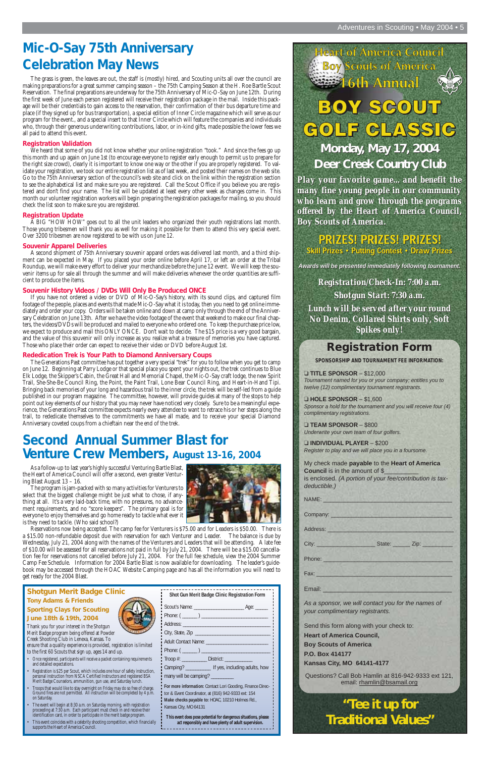# Mic-O-Say 75th Anniversary Celebration May News

The grass is green, the leaves are out, the staff is (mostly) hired, and Scouting units all over the council are making preparations for a great summer camping season – the 75th Camping Season at the H. Roe Bartle Scout Reservation. The final preparations are underway for the 75th Anniversary of Mic-O-Say on June 12th. During the first week of June each person registered will receive their registration package in the mail. Inside this package will be their credentials to gain access to the reservation, their confirmation of their bus departure time and place (if they signed up for bus transportation), a special edition of Inner Circle magazine which will serve as our program for the event., and a special insert to that Inner Circle which will feature the companies and individuals who, through their generous underwriting contributions, labor, or in-kind gifts, made possible the lower fees we all paid to attend this event.

### Registration Validation

We heard that some of you did not know whether your online registration "took." And since the fees go up this month and up again on June 1st (to encourage everyone to register early enough to permit us to prepare for the right size crowd), clearly it is important to know one way or the other if you are properly registered. To validate your registration, we took our entire registration list as of last week, and posted their names on the web site. Go to the 75th Anniversary section of the council's web site and click on the link within the registration section to see the alphabetical list and make sure you are registered. Call the Scout Office if you believe you are registered and don't find your name. The list will be updated at least every other week as changes come in. This month our volunteer registration workers will begin preparing the registration packages for mailing, so you should check the list soon to make sure you are registered.

### Registration Update

A BIG "HOW HOW" goes out to all the unit leaders who organized their youth registrations last month. Those young tribesmen will thank you as well for making it possible for them to attend this very special event. Over 3200 tribesmen are now registered to be with us on June 12.

### Souvenir Apparel Deliveries

A second shipment of 75th Anniversary souvenir apparel orders was delivered last month, and a third shipment can be expected in May. If you placed your order online before April 17, or left an order at the Tribal Roundup, we will make every effort to deliver your merchandize before the June 12 event. We will keep the souvenir items up for sale all through the summer and will make deliveries whenever the order quantities are sufficient to produce the items.

### Souvenir History Videos / DVDs Will Only Be Produced ONCE

If you have not ordered a video or DVD of Mic-O-Say's history, with its sound clips, and captured film footage of the people, places and events that made Mic-O-Say what it is today, then you need to get online immediately and order your copy. Orders will be taken online and down at camp only through the end of the Anniversary Celebration on June 13th. After we have the video footage of the event that weekend to make our final chapters, the videos/DVDs will be produced and mailed to everyone who ordered one. To keep the purchase price low, we expect to produce and mail this ONLY ONCE. Don't wait to decide. The $15 price is a very good bargain, and the value of this souvenir will only increase as you realize what a treasure of memories you have captured. Those who place their order can expect to receive their video or DVD before August 1st.

### Rededication Trek is Your Path to Diamond Anniversary Coups

The Generations Past committee has put together a very special "trek" for you to follow when you get to camp on June 12. Beginning at Parry Lodge or that special place you spent your nights out, the trek continues to Blue Elk Lodge, the Skipper's Cabin, the Great Hall and Memorial Chapel, the Mic-O-Say craft lodge, the new Spirit Trail, She-She-Be Council Ring, the Point, the Paint Trail, Lone Bear Council Ring, and Heart-in-Hand Tipi. Bringing back memories of your long and hazardous trail to the inner circle, the trek will be self-led from a guide published in our program magazine. The committee, however, will provide guides at many of the stops to help point out key elements of our history that you may never have noticed very closely. Sure to be a meaningful experience, the Generations Past committee expects nearly every attendee to want to retrace his or her steps along the trail, to rededicate themselves to the commitments we have all made, and to receive your special Diamond Anniversary coveted coups from a chieftain near the end of the trek.

# Second Annual Summer Blast for Venture Crew Members, August 13-16, 2004

As a follow-up to last year's highly successful Venturing Bartle Blast, the Heart of America Council will offer a second, even greater Venturing Blast August 13 – 16.

The program is jam-packed with so many activities for Venturers to select that the biggest challenge might be just what to chose, if anything at all. It's a very laid-back time, with no pressures, no advancement requirements, and no "score keepers". The primary goal is for everyone to enjoy themselves and go home ready to tackle what ever it is they need to tackle. (Who said school?)

Reservations now being accepted. The camp fee for Venturers is $75.00 and for Leaders is $50.00. There is a $15.00 non-refundable deposit due with reservation for each Venturer and Leader. The balance is due by Wednesday, July 21, 2004 along with the names of the Venturers and Leaders that will be attending. A late fee of $10.00 will be assessed for all reservations not paid in full by July 21, 2004. There will be a $15.00 cancellation fee for reservations not cancelled before July 21, 2004. For the full fee schedule, view the 2004 Summer Camp Fee Schedule. Information for 2004 Bartle Blast is now available for downloading. The leader's guidebook may be accessed through the HOAC Website Camping page and has all the information you will need to get ready for the 2004 Blast.

## Shotgun Merit Badge Clinic

**Tony Adams & Friends**

**Sporting Clays for Scouting**

**June 18th & 19th, 2004**

Thank you for your interest in the Shotgun Merit Badge program being offered at Powder Creek Shooting Club in Lenexa, Kansas. To ensure that a quality experience is provided, registration is limited to the first 60 Scouts that sign up, ages 14 and up.

- Once registered, participants will receive a packet containing requirements and detailed expectations.
- Registration is $25 per Scout, which includes one hour of safety instruction, personal instruction from NSCA Certified Instructors and registered BSA Merit Badge Counselors, ammunition, gun use, and Saturday lunch.
- Troops that would like to stay overnight on Friday may do so free of charge. Ground fires are not permitted. All instruction will be completed by 4 p.m. on Saturday.
- The event will begin at 8:30 a.m. on Saturday morning, with registration proceeding at 7:30 a.m. Each participant must check in and receive their identification card, in order to participate in the merit badge program.
- This event coincides with a celebrity shooting competition, which financially supports the Heart of America Council.

### Shot Gun Merit Badge Clinic Registration Form

Scout's Name: ________________ Age: _____

Phone: ( _____ ) ________________________

Address: _________________________________

City, State, Zip __________________________

Adult Contact Name: ______________________

Phone: ( _____ ) ________________________

Troop #: _________ District: __________

Camping? _________ If yes, including adults, how many will be camping? _________

**For more information:** Contact Lori Gooding, Finance Director & Event Coordinator, at (816) 942-9333 ext: 154

**Make checks payable to:** HOAC, 10210 Holmes Rd., Kansas City, MO 64131

**This event does pose potential for dangerous situations, please act responsibly and have plenty of adult supervision.**

---

Heart of America Council
Boy Scouts of America
16th Annual

# BOY SCOUT GOLF CLASSIC

## Monday, May 17, 2004
## Deer Creek Country Club

**Play your favorite game... and benefit the many fine young people in our community who learn and grow through the programs offered by the Heart of America Council, Boy Scouts of America.**

**PRIZES! PRIZES! PRIZES!**

**Skill Prizes • Putting Contest • Draw Prizes**

*Awards will be presented immediately following tournament.*

**Registration/Check-In: 7:00 a.m.**

**Shotgun Start: 7:30 a.m.**

**Lunch will be served after your round**

**No Denim, Collared Shirts only, Soft Spikes only!**

## Registration Form

**SPONSORSHIP AND TOURNAMENT FEE INFORMATION:**

❑ **TITLE SPONSOR** – $12,000
*Tournament named for you or your company; entitles you to twelve (12) complimentary tournament registrants.*

❑ **HOLE SPONSOR** – $1,600
*Sponsor a hold for the tournament and you will receive four (4) complimentary registrations.*

❑ **TEAM SPONSOR** – $800
*Underwrite your own team of four golfers.*

❑ **INDIVIDUAL PLAYER** – $200
*Register to play and we will place you in a foursome.*

My check made **payable** to the **Heart of America Council** is in the amount of $_________ is enclosed. *(A portion of your fee/contribution is tax-deductible.)*

NAME: ________________________________

Company: _____________________________

Address: ______________________________

City: ________________ State: _____ Zip: _________

Phone: _______________________________

Fax: _________________________________

Email: ________________________________

*As a sponsor, we will contact you for the names of your complimentary registrants.*

Send this form along with your check to:
**Heart of America Council,**
**Boy Scouts of America**
**P.O. Box 414177**
**Kansas City, MO 64141-4177**

Questions? Call Bob Hamlin at 816-942-9333 ext 121, email: rhamlin@bsamail.org

**"Tee it up for Traditional Values"**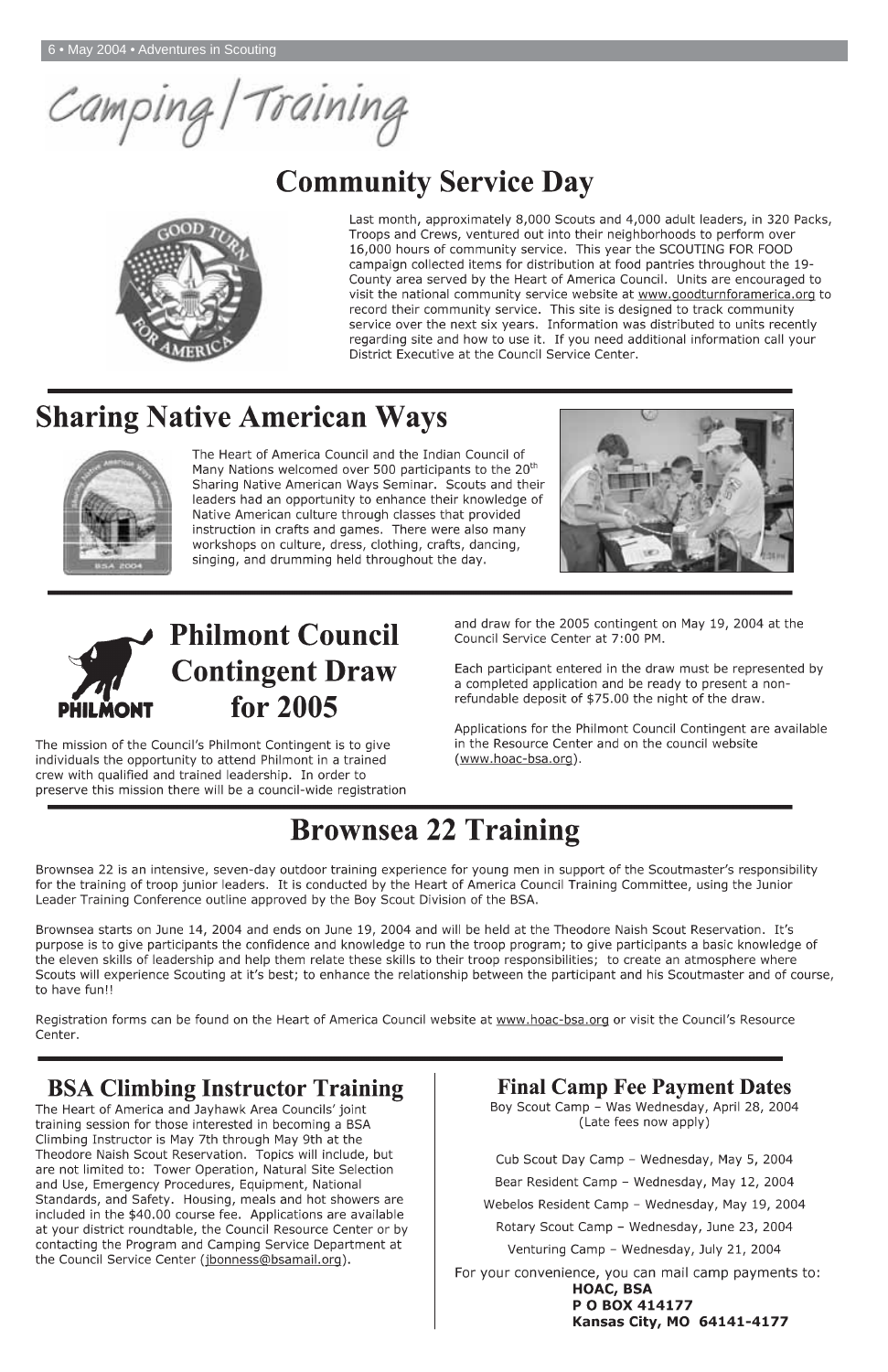# Camping/Training

## Community Service Day

Last month, approximately 8,000 Scouts and 4,000 adult leaders, in 320 Packs, Troops and Crews, ventured out into their neighborhoods to perform over 16,000 hours of community service. This year the SCOUTING FOR FOOD campaign collected items for distribution at food pantries throughout the 19-County area served by the Heart of America Council. Units are encouraged to visit the national community service website at www.goodturnforamerica.org to record their community service. This site is designed to track community service over the next six years. Information was distributed to units recently regarding site and how to use it. If you need additional information call your District Executive at the Council Service Center.

## Sharing Native American Ways

The Heart of America Council and the Indian Council of Many Nations welcomed over 500 participants to the 20th Sharing Native American Ways Seminar. Scouts and their leaders had an opportunity to enhance their knowledge of Native American culture through classes that provided instruction in crafts and games. There were also many workshops on culture, dress, clothing, crafts, dancing, singing, and drumming held throughout the day.

## Philmont Council Contingent Draw for 2005

The mission of the Council's Philmont Contingent is to give individuals the opportunity to attend Philmont in a trained crew with qualified and trained leadership. In order to preserve this mission there will be a council-wide registration and draw for the 2005 contingent on May 19, 2004 at the Council Service Center at 7:00 PM.

Each participant entered in the draw must be represented by a completed application and be ready to present a non-refundable deposit of $75.00 the night of the draw.

Applications for the Philmont Council Contingent are available in the Resource Center and on the council website (www.hoac-bsa.org).

## Brownsea 22 Training

Brownsea 22 is an intensive, seven-day outdoor training experience for young men in support of the Scoutmaster's responsibility for the training of troop junior leaders. It is conducted by the Heart of America Council Training Committee, using the Junior Leader Training Conference outline approved by the Boy Scout Division of the BSA.

Brownsea starts on June 14, 2004 and ends on June 19, 2004 and will be held at the Theodore Naish Scout Reservation. It's purpose is to give participants the confidence and knowledge to run the troop program; to give participants a basic knowledge of the eleven skills of leadership and help them relate these skills to their troop responsibilities; to create an atmosphere where Scouts will experience Scouting at it's best; to enhance the relationship between the participant and his Scoutmaster and of course, to have fun!!

Registration forms can be found on the Heart of America Council website at www.hoac-bsa.org or visit the Council's Resource Center.

## BSA Climbing Instructor Training

The Heart of America and Jayhawk Area Councils' joint training session for those interested in becoming a BSA Climbing Instructor is May 7th through May 9th at the Theodore Naish Scout Reservation. Topics will include, but are not limited to: Tower Operation, Natural Site Selection and Use, Emergency Procedures, Equipment, National Standards, and Safety. Housing, meals and hot showers are included in the $40.00 course fee. Applications are available at your district roundtable, the Council Resource Center or by contacting the Program and Camping Service Department at the Council Service Center (jbonness@bsamail.org).

## Final Camp Fee Payment Dates

Boy Scout Camp – Was Wednesday, April 28, 2004
(Late fees now apply)

Cub Scout Day Camp – Wednesday, May 5, 2004

Bear Resident Camp – Wednesday, May 12, 2004

Webelos Resident Camp – Wednesday, May 19, 2004

Rotary Scout Camp – Wednesday, June 23, 2004

Venturing Camp – Wednesday, July 21, 2004

For your convenience, you can mail camp payments to:

**HOAC, BSA**
**P O BOX 414177**
**Kansas City, MO 64141-4177**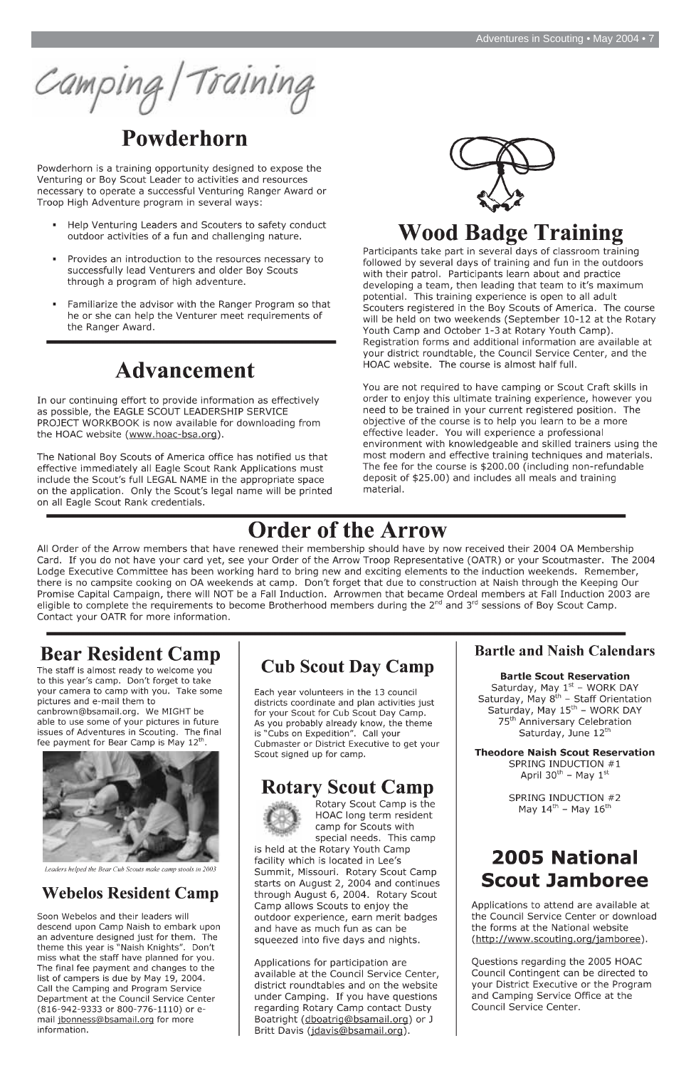# Camping/Training

## Powderhorn

Powderhorn is a training opportunity designed to expose the Venturing or Boy Scout Leader to activities and resources necessary to operate a successful Venturing Ranger Award or Troop High Adventure program in several ways:

- Help Venturing Leaders and Scouters to safety conduct outdoor activities of a fun and challenging nature.
- Provides an introduction to the resources necessary to successfully lead Venturers and older Boy Scouts through a program of high adventure.
- Familiarize the advisor with the Ranger Program so that he or she can help the Venturer meet requirements of the Ranger Award.

## Advancement

In our continuing effort to provide information as effectively as possible, the EAGLE SCOUT LEADERSHIP SERVICE PROJECT WORKBOOK is now available for downloading from the HOAC website (www.hoac-bsa.org).

The National Boy Scouts of America office has notified us that effective immediately all Eagle Scout Rank Applications must include the Scout's full LEGAL NAME in the appropriate space on the application. Only the Scout's legal name will be printed on all Eagle Scout Rank credentials.

## Wood Badge Training

Participants take part in several days of classroom training followed by several days of training and fun in the outdoors with their patrol. Participants learn about and practice developing a team, then leading that team to it's maximum potential. This training experience is open to all adult Scouters registered in the Boy Scouts of America. The course will be held on two weekends (September 10-12 at the Rotary Youth Camp and October 1-3 at Rotary Youth Camp). Registration forms and additional information are available at your district roundtable, the Council Service Center, and the HOAC website. The course is almost half full.

You are not required to have camping or Scout Craft skills in order to enjoy this ultimate training experience, however you need to be trained in your current registered position. The objective of the course is to help you learn to be a more effective leader. You will experience a professional environment with knowledgeable and skilled trainers using the most modern and effective training techniques and materials. The fee for the course is $200.00 (including non-refundable deposit of $25.00) and includes all meals and training material.

## Order of the Arrow

All Order of the Arrow members that have renewed their membership should have by now received their 2004 OA Membership Card. If you do not have your card yet, see your Order of the Arrow Troop Representative (OATR) or your Scoutmaster. The 2004 Lodge Executive Committee has been working hard to bring new and exciting elements to the induction weekends. Remember, there is no campsite cooking on OA weekends at camp. Don't forget that due to construction at Naish through the Keeping Our Promise Capital Campaign, there will NOT be a Fall Induction. Arrowmen that became Ordeal members at Fall Induction 2003 are eligible to complete the requirements to become Brotherhood members during the 2nd and 3rd sessions of Boy Scout Camp. Contact your OATR for more information.

## Bear Resident Camp

The staff is almost ready to welcome you to this year's camp. Don't forget to take your camera to camp with you. Take some pictures and e-mail them to canbrown@bsamail.org. We MIGHT be able to use some of your pictures in future issues of Adventures in Scouting. The final fee payment for Bear Camp is May 12th.

*Leaders helped the Bear Cub Scouts make camp stools in 2003*

## Webelos Resident Camp

Soon Webelos and their leaders will descend upon Camp Naish to embark upon an adventure designed just for them. The theme this year is "Naish Knights". Don't miss what the staff have planned for you. The final fee payment and changes to the list of campers is due by May 19, 2004. Call the Camping and Program Service Department at the Council Service Center (816-942-9333 or 800-776-1110) or e-mail jbonness@bsamail.org for more information.

## Cub Scout Day Camp

Each year volunteers in the 13 council districts coordinate and plan activities just for your Scout for Cub Scout Day Camp. As you probably already know, the theme is "Cubs on Expedition". Call your Cubmaster or District Executive to get your Scout signed up for camp.

## Rotary Scout Camp

Rotary Scout Camp is the HOAC long term resident camp for Scouts with special needs. This camp is held at the Rotary Youth Camp facility which is located in Lee's Summit, Missouri. Rotary Scout Camp starts on August 2, 2004 and continues through August 6, 2004. Rotary Scout Camp allows Scouts to enjoy the outdoor experience, earn merit badges and have as much fun as can be squeezed into five days and nights.

Applications for participation are available at the Council Service Center, district roundtables and on the website under Camping. If you have questions regarding Rotary Camp contact Dusty Boatright (dboatrig@bsamail.org) or J Britt Davis (jdavis@bsamail.org).

## Bartle and Naish Calendars

**Bartle Scout Reservation**

Saturday, May 1st – WORK DAY
Saturday, May 8th – Staff Orientation
Saturday, May 15th – WORK DAY
75th Anniversary Celebration
Saturday, June 12th

**Theodore Naish Scout Reservation**

SPRING INDUCTION #1
April 30th – May 1st

SPRING INDUCTION #2
May 14th – May 16th

## 2005 National Scout Jamboree

Applications to attend are available at the Council Service Center or download the forms at the National website (http://www.scouting.org/jamboree).

Questions regarding the 2005 HOAC Council Contingent can be directed to your District Executive or the Program and Camping Service Office at the Council Service Center.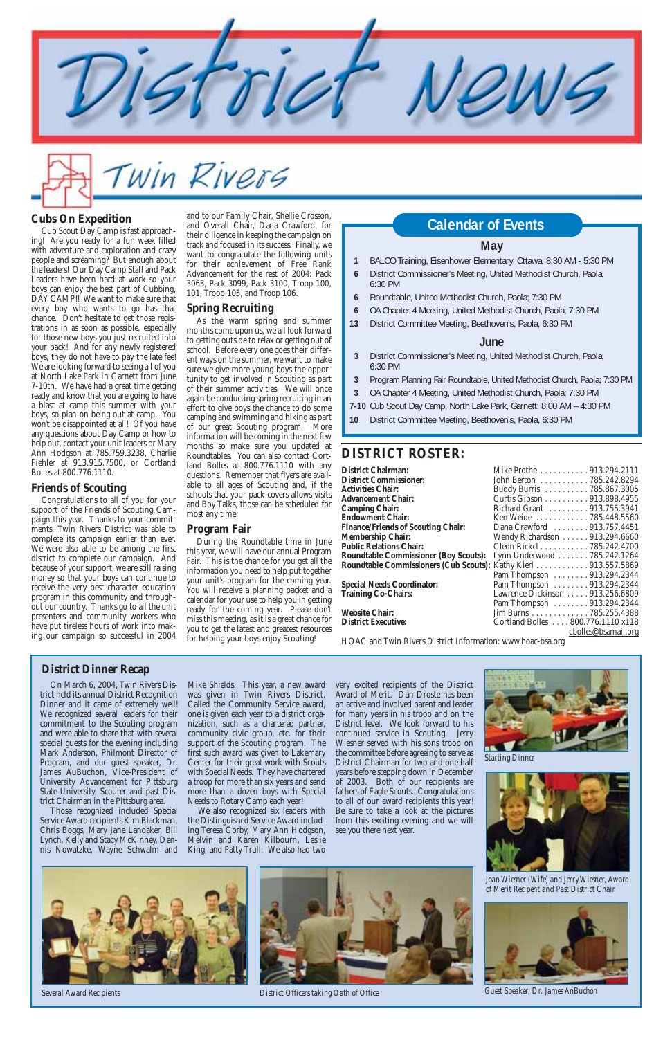# District News

## Twin Rivers

### Cubs On Expedition

Cub Scout Day Camp is fast approaching! Are you ready for a fun week filled with adventure and exploration and crazy people and screaming? But enough about the leaders! Our Day Camp Staff and Pack Leaders have been hard at work so your boys can enjoy the best part of Cubbing, DAY CAMP!! We want to make sure that every boy who wants to go has that chance. Dont hesitate to get those registrations in as soon as possible, especially for those new boys you just recruited into your pack! And for any newly registered boys, they do not have to pay the late fee! We are looking forward to seeing all of you at North Lake Park in Garnett from June 7-10th. We have had a great time getting ready and know that you are going to have a blast at camp this summer with your boys, so plan on being out at camp. You wont be disappointed at all! Of you have any questions about Day Camp or how to help out, contact your unit leaders or Mary Ann Hodgson at 785.759.3238, Charlie Fiehler at 913.915.7500, or Cortland Bolles at 800.776.1110.

### Friends of Scouting

Congratulations to all of you for your support of the Friends of Scouting Campaign this year. Thanks to your commitments, Twin Rivers District was able to complete its campaign earlier than ever. We were also able to be among the first district to complete our campaign. And because of your support, we are still raising money so that your boys can continue to receive the very best character education program in this community and throughout our country. Thanks go to all the unit presenters and community workers who have put tireless hours of work into making our campaign so successful in 2004 and to our Family Chair, Shellie Crosson, and Overall Chair, Dana Crawford, for their diligence in keeping the campaign on track and focused in its success. Finally, we want to congratulate the following units for their achievement of Free Rank Advancement for the rest of 2004: Pack 3063, Pack 3099, Pack 3100, Troop 100, 101, Troop 105, and Troop 106.

### Spring Recruiting

As the warm spring and summer months come upon us, we all look forward to getting outside to relax or getting out of school. Before every one goes their different ways on the summer, we want to make sure we give more young boys the opportunity to get involved in Scouting as part of their summer activities. We will once again be conducting spring recruiting in an effort to give boys the chance to do some camping and swimming and hiking as part of our great Scouting program. More information will be coming in the next few months so make sure you updated at Roundtables. You can also contact Cortland Bolles at 800.776.1110 with any questions. Remember that flyers are available to all ages of Scouting and, if the schools that your pack covers allows visits and Boy Talks, those can be scheduled for most any time!

### Program Fair

During the Roundtable time in June this year, we will have our annual Program Fair. This is the chance for you get all the information you need to help put together your unit's program for the coming year. You will receive a planning packet and a calendar for your use to help you in getting ready for the coming year. Please don't miss this meeting, as it is a great chance for you to get the latest and greatest resources for helping your boys enjoy Scouting!

## Calendar of Events

### May

| | |
|---|---|
| 1 | BALOO Training, Eisenhower Elementary, Ottawa, 8:30 AM - 5:30 PM |
| 6 | District Commissioner's Meeting, United Methodist Church, Paola; 6:30 PM |
| 6 | Roundtable, United Methodist Church, Paola; 7:30 PM |
| 6 | OA Chapter 4 Meeting, United Methodist Church, Paola; 7:30 PM |
| 13 | District Committee Meeting, Beethoven's, Paola, 6:30 PM |

### June

| | |
|---|---|
| 3 | District Commissioner's Meeting, United Methodist Church, Paola; 6:30 PM |
| 3 | Program Planning Fair Roundtable, United Methodist Church, Paola; 7:30 PM |
| 3 | OA Chapter 4 Meeting, United Methodist Church, Paola; 7:30 PM |
| 7-10 | Cub Scout Day Camp, North Lake Park, Garnett; 8:00 AM – 4:30 PM |
| 10 | District Committee Meeting, Beethoven's, Paola, 6:30 PM |

## DISTRICT ROSTER:

| Position | Name | Phone |
|---|---|---|
| **District Chairman:** | Mike Prothe | 913.294.2111 |
| **District Commissioner:** | John Berton | 785.242.8294 |
| **Activities Chair:** | Buddy Burris | 785.867.3005 |
| **Advancement Chair:** | Curtis Gibson | 913.898.4955 |
| **Camping Chair:** | Richard Grant | 913.755.3941 |
| **Endowment Chair:** | Ken Weide | 785.448.5560 |
| **Finance/Friends of Scouting Chair:** | Dana Crawford | 913.757.4451 |
| **Membership Chair:** | Wendy Richardson | 913.294.6660 |
| **Public Relations Chair:** | Cleon Rickel | 785.242.4700 |
| **Roundtable Commissioner (Boy Scouts):** | Lynn Underwood | 785.242.1264 |
| **Roundtable Commissioners (Cub Scouts):** | Kathy Kierl | 913.557.5869 |
| | Pam Thompson | 913.294.2344 |
| **Special Needs Coordinator:** | Pam Thompson | 913.294.2344 |
| **Training Co-Chairs:** | Lawrence Dickinson | 913.256.6809 |
| | Pam Thompson | 913.294.2344 |
| **Website Chair:** | Jim Burns | 785.255.4388 |
| **District Executive:** | Cortland Bolles | 800.776.1110 x118 |
| | | cbolles@bsamail.org |

HOAC and Twin Rivers District Information: www.hoac-bsa.org

### District Dinner Recap

On March 6, 2004, Twin Rivers District held its annual District Recognition Dinner and it came of extremely well! We recognized several leaders for their commitment to the Scouting program and were able to share that with several special guests for the evening including Mark Anderson, Philmont Director of Program, and our guest speaker, Dr. James AuBuchon, Vice-President of University Advancement for Pittsburg State University, Scouter and past District Chairman in the Pittsburg area.

Those recognized included Special Service Award recipients Kim Blackman, Chris Boggs, Mary Jane Landaker, Bill Lynch, Kelly and Stacy McKinney, Dennis Nowatzke, Wayne Schwalm and Mike Shields. This year, a new award was given in Twin Rivers District. Called the Community Service award, one is given each year to a district organization, such as a chartered partner, community civic group, etc. for their support of the Scouting program. The first such award was given to Lakemary Center for their great work with Scouts with Special Needs. They have chartered a troop for more than six years and send more than a dozen boys with Special Needs to Rotary Camp each year!

We also recognized six leaders with the Distinguished Service Award including Teresa Gorby, Mary Ann Hodgson, Melvin and Karen Kilbourn, Leslie King, and Patty Trull. We also had two very excited recipients of the District Award of Merit. Dan Droste has been an active and involved parent and leader for many years in his troop and on the District level. We look forward to his continued service in Scouting. Jerry Wiesner served with his sons troop on the committee before agreeing to serve as District Chairman for two and one half years before stepping down in December of 2003. Both of our recipients are fathers of Eagle Scouts. Congratulations to all of our award recipients this year! Be sure to take a look at the pictures from this exciting evening and we will see you there next year.

Starting Dinner

Joan Wiesner (Wife) and Jerry Wiesner, Award of Merit Recipent and Past District Chair

Guest Speaker, Dr. James AnBuchon

Several Award Recipients

District Officers taking Oath of Office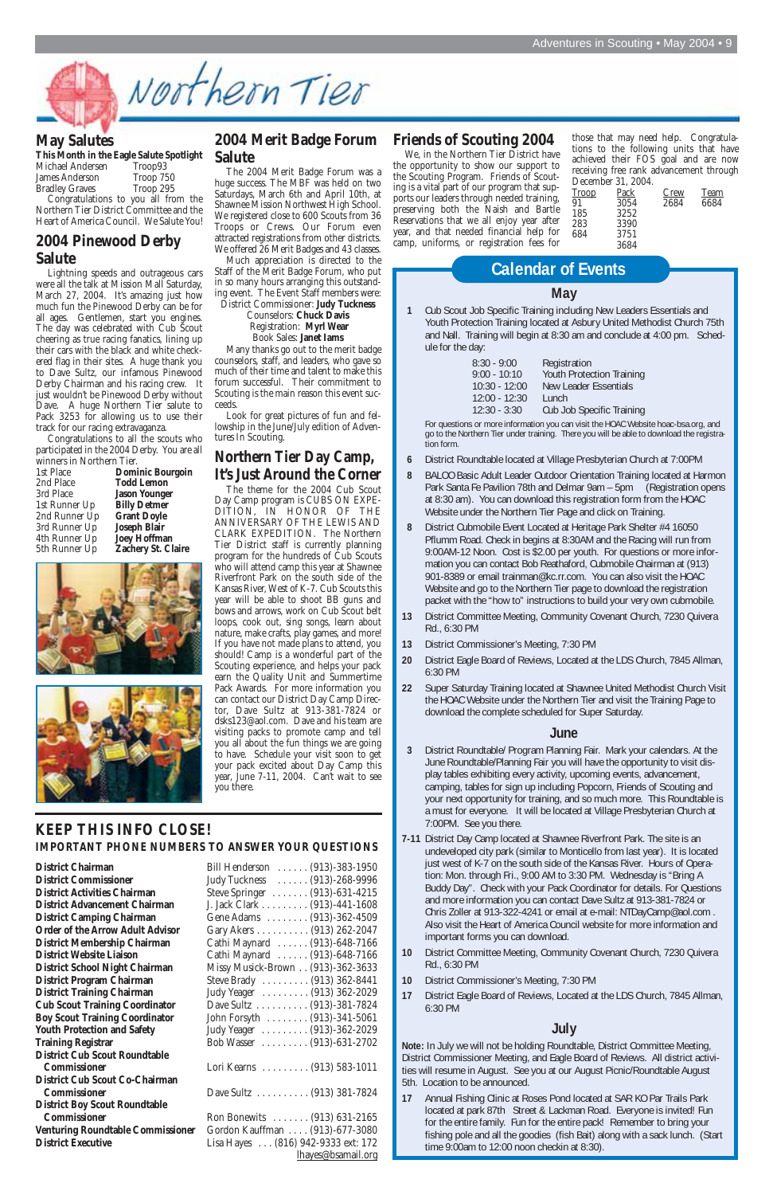# Northern Tier

## May Salutes

**This Month in the Eagle Salute Spotlight**

| | |
|---|---|
| Michael Andersen | Troop93 |
| James Anderson | Troop 750 |
| Bradley Graves | Troop 295 |

Congratulations to you all from the Northern Tier District Committee and the Heart of America Council. We Salute You!

## 2004 Pinewood Derby Salute

Lightning speeds and outrageous cars were all the talk at Mission Mall Saturday, March 27, 2004. It's amazing just how much fun the Pinewood Derby can be for all ages. Gentlemen, start you engines. The day was celebrated with Cub Scout cheering as true racing fanatics, lining up their cars with the black and white checkered flag in their sites. A huge thank you to Dave Sultz, our infamous Pinewood Derby Chairman and his racing crew. It just wouldn't be Pinewood Derby without Dave. A huge Northern Tier salute to Pack 3253 for allowing us to use their track for our racing extravaganza.

Congratulations to all the scouts who participated in the 2004 Derby. You are all winners in Northern Tier.

| | |
|---|---|
| 1st Place | **Dominic Bourgoin** |
| 2nd Place | **Todd Lemon** |
| 3rd Place | **Jason Younger** |
| 1st Runner Up | **Billy Detmer** |
| 2nd Runner Up | **Grant Doyle** |
| 3rd Runner Up | **Joseph Blair** |
| 4th Runner Up | **Joey Hoffman** |
| 5th Runner Up | **Zachery St. Claire** |

## 2004 Merit Badge Forum Salute

The 2004 Merit Badge Forum was a huge success. The MBF was held on two Saturdays, March 6th and April 10th, at Shawnee Mission Northwest High School. We registered close to 600 Scouts from 36 Troops or Crews. Our Forum even attracted registrations from other districts. We offered 26 Merit Badges and 43 classes.

Much appreciation is directed to the Staff of the Merit Badge Forum, who put in so many hours arranging this outstanding event. The Event Staff members were:

District Commissioner: **Judy Tuckness**
Counselors: **Chuck Davis**
Registration: **Myrl Wear**
Book Sales: **Janet Iams**

Many thanks go out to the merit badge counselors, staff, and leaders, who gave so much of their time and talent to make this forum successful. Their commitment to Scouting is the main reason this event succeeds.

Look for great pictures of fun and fellowship in the June/July edition of Adventures In Scouting.

## Northern Tier Day Camp, It's Just Around the Corner

The theme for the 2004 Cub Scout Day Camp program is CUBS ON EXPEDITION, IN HONOR OF THE ANNIVERSARY OF THE LEWIS AND CLARK EXPEDITION. The Northern Tier District staff is currently planning program for the hundreds of Cub Scouts who will attend camp this year at Shawnee Riverfront Park on the south side of the Kansas River, West of K-7. Cub Scouts this year will be able to shoot BB guns and bows and arrows, work on Cub Scout belt loops, cook out, sing songs, learn about nature, make crafts, play games, and more! If you have not made plans to attend, you should! Camp is a wonderful part of the Scouting experience, and helps your pack earn the Quality Unit and Summertime Pack Awards. For more information you can contact our District Day Camp Director, Dave Sultz at 913-381-7824 or dsks123@aol.com. Dave and his team are visiting packs to promote camp and tell you all about the fun things we are going to have. Schedule your visit soon to get your pack excited about Day Camp this year, June 7-11, 2004. Can't wait to see you there.

## Friends of Scouting 2004

We, in the Northern Tier District have the opportunity to show our support to the Scouting Program. Friends of Scouting is a vital part of our program that supports our leaders through needed training, preserving both the Naish and Bartle Reservations that we all enjoy year after year, and that needed financial help for camp, uniforms, or registration fees for those that may need help. Congratulations to the following units that have achieved their FOS goal and are now receiving free rank advancement through December 31, 2004.

| Troop | Pack | Crew | Team |
|---|---|---|---|
| 91 | 3054 | 2684 | 6684 |
| 185 | 3252 | | |
| 283 | 3390 | | |
| 684 | 3751 | | |
| | 3684 | | |

## Calendar of Events

### May

**1** Cub Scout Job Specific Training including New Leaders Essentials and Youth Protection Training located at Asbury United Methodist Church 75th and Nall. Training will begin at 8:30 am and conclude at 4:00 pm. Schedule for the day:

| | |
|---|---|
| 8:30 - 9:00 | Registration |
| 9:00 - 10:10 | Youth Protection Training |
| 10:30 - 12:00 | New Leader Essentials |
| 12:00 - 12:30 | Lunch |
| 12:30 - 3:30 | Cub Job Specific Training |

For questions or more information you can visit the HOAC Website hoac-bsa.org, and go to the Northern Tier under training. There you will be able to download the registration form.

**6** District Roundtable located at Village Presbyterian Church at 7:00PM

**8** BALOO Basic Adult Leader Outdoor Orientation Training located at Harmon Park Santa Fe Pavilion 78th and Delmar 9am – 5pm (Registration opens at 8:30 am). You can download this registration form from the HOAC Website under the Northern Tier Page and click on Training.

**8** District Cubmobile Event Located at Heritage Park Shelter #4 16050 Pflumm Road. Check in begins at 8:30AM and the Racing will run from 9:00AM-12 Noon. Cost is $2.00 per youth. For questions or more information you can contact Bob Reathaford, Cubmobile Chairman at (913) 901-8389 or email trainman@kc.rr.com. You can also visit the HOAC Website and go to the Northern Tier page to download the registration packet with the "how to" instructions to build your very own cubmobile.

**13** District Committee Meeting, Community Covenant Church, 7230 Quivera Rd., 6:30 PM

**13** District Commissioner's Meeting, 7:30 PM

**20** District Eagle Board of Reviews, Located at the LDS Church, 7845 Allman, 6:30 PM

**22** Super Saturday Training located at Shawnee United Methodist Church Visit the HOAC Website under the Northern Tier and visit the Training Page to download the complete scheduled for Super Saturday.

### June

**3** District Roundtable/ Program Planning Fair. Mark your calendars. At the June Roundtable/Planning Fair you will have the opportunity to visit display tables exhibiting every activity, upcoming events, advancement, camping, tables for sign up including Popcorn, Friends of Scouting and your next opportunity for training, and so much more. This Roundtable is a must for everyone. It will be located at Village Presbyterian Church at 7:00PM. See you there.

**7-11** District Day Camp located at Shawnee Riverfront Park. The site is an undeveloped city park (similar to Monticello from last year). It is located just west of K-7 on the south side of the Kansas River. Hours of Operation: Mon. through Fri., 9:00 AM to 3:30 PM. Wednesday is "Bring A Buddy Day". Check with your Pack Coordinator for details. For Questions and more information you can contact Dave Sultz at 913-381-7824 or Chris Zoller at 913-322-4241 or email at e-mail: NTDayCamp@aol.com . Also visit the Heart of America Council website for more information and important forms you can download.

**10** District Committee Meeting, Community Covenant Church, 7230 Quivera Rd., 6:30 PM

**10** District Commissioner's Meeting, 7:30 PM

**17** District Eagle Board of Reviews, Located at the LDS Church, 7845 Allman, 6:30 PM

### July

**Note:** In July we will not be holding Roundtable, District Committee Meeting, District Commissioner Meeting, and Eagle Board of Reviews. All district activities will resume in August. See you at our August Picnic/Roundtable August 5th. Location to be announced.

**17** Annual Fishing Clinic at Roses Pond located at SAR KO Par Trails Park located at park 87th Street & Lackman Road. Everyone is invited! Fun for the entire family. Fun for the entire pack! Remember to bring your fishing pole and all the goodies (fish Bait) along with a sack lunch. (Start time 9:00am to 12:00 noon checkin at 8:30).

## KEEP THIS INFO CLOSE!

**IMPORTANT PHONE NUMBERS TO ANSWER YOUR QUESTIONS**

| | |
|---|---|
| **District Chairman** | Bill Henderson (913)-383-1950 |
| **District Commissioner** | Judy Tuckness (913)-268-9996 |
| **District Activities Chairman** | Steve Springer (913)-631-4215 |
| **District Advancement Chairman** | J. Jack Clark (913)-441-1608 |
| **District Camping Chairman** | Gene Adams (913)-362-4509 |
| **Order of the Arrow Adult Advisor** | Gary Akers (913) 262-2047 |
| **District Membership Chairman** | Cathi Maynard (913)-648-7166 |
| **District Website Liaison** | Cathi Maynard (913)-648-7166 |
| **District School Night Chairman** | Missy Musick-Brown (913)-362-3633 |
| **District Program Chairman** | Steve Brady (913) 362-8441 |
| **District Training Chairman** | Judy Yeager (913) 362-2029 |
| **Cub Scout Training Coordinator** | Dave Sultz (913)-381-7824 |
| **Boy Scout Training Coordinator** | John Forsyth (913)-341-5061 |
| **Youth Protection and Safety** | Judy Yeager (913)-362-2029 |
| **Training Registrar** | Bob Wasser (913)-631-2702 |
| **District Cub Scout Roundtable Commissioner** | Lori Kearns (913) 583-1011 |
| **District Cub Scout Co-Chairman Commissioner** | Dave Sultz (913) 381-7824 |
| **District Boy Scout Roundtable Commissioner** | Ron Bonewits (913) 631-2165 |
| **Venturing Roundtable Commissioner** | Gordon Kauffman (913)-677-3080 |
| **District Executive** | Lisa Hayes (816) 942-9333 ext: 172 lhayes@bsamail.org |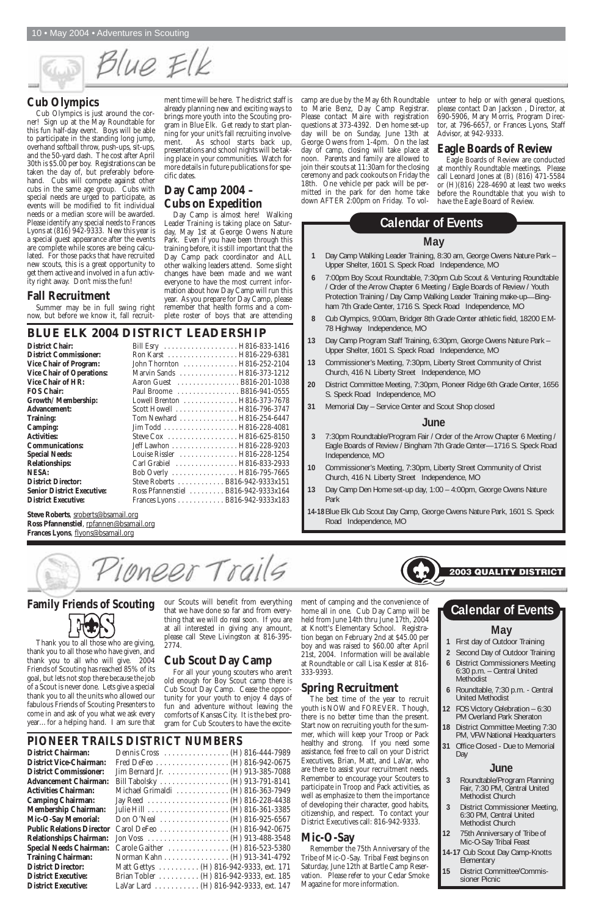# Blue Elk

## Cub Olympics

Cub Olympics is just around the corner! Sign up at the May Roundtable for this fun half-day event. Boys will be able to participate in the standing long jump, overhand softball throw, push-ups, sit-ups, and the 50-yard dash. The cost after April 30th is $5.00 per boy. Registrations can be taken the day of, but preferably beforehand. Cubs will compete against other cubs in the same age group. Cubs with special needs are urged to participate, as events will be modified to fit individual needs or a median score will be awarded. Please identify any special needs to Frances Lyons at (816) 942-9333. New this year is a special guest appearance after the events are complete while scores are being calculated. For those packs that have recruited new scouts, this is a great opportunity to get them active and involved in a fun activity right away. Don't miss the fun!

## Fall Recruitment

Summer may be in full swing right now, but before we know it, fall recruitment time will be here. The district staff is already planning new and exciting ways to brings more youth into the Scouting program in Blue Elk. Get ready to start planning for your unit's fall recruiting involvement. As school starts back up, presentations and school nights will be taking place in your communities. Watch for more details in future publications for specific dates.

## Day Camp 2004 – Cubs on Expedition

Day Camp is almost here! Walking Leader Training is taking place on Saturday, May 1st at George Owens Nature Park. Even if you have been through this training before, it is still important that the Day Camp pack coordinator and ALL other walking leaders attend. Some slight changes have been made and we want everyone to have the most current information about how Day Camp will run this year. As you prepare for Day Camp, please remember that health forms and a complete roster of boys that are attending camp are due by the May 6th Roundtable to Marie Benz, Day Camp Registrar. Please contact Maire with registration questions at 373-4392. Den home set-up day will be on Sunday, June 13th at George Owens from 1-4pm. On the last day of camp, closing will take place at noon. Parents and family are allowed to join their scouts at 11:30am for the closing ceremony and pack cookouts on Friday the 18th. One vehicle per pack will be permitted in the park for den home take down AFTER 2:00pm on Friday. To volunteer to help or with general questions, please contact Dan Jackson, Director, at 690-5906, Mary Morris, Program Director, at 796-6657, or Frances Lyons, Staff Advisor, at 942-9333.

## Eagle Boards of Review

Eagle Boards of Review are conducted at monthly Roundtable meetings. Please call Leonard Jones at (B) (816) 471-5584 or (H)(816) 228-4690 at least two weeks before the Roundtable that you wish to have the Eagle Board of Review.

## BLUE ELK 2004 DISTRICT LEADERSHIP

| | | |
|---|---|---|
| **District Chair:** | Bill Esry | H 816-833-1416 |
| **District Commissioner:** | Ron Karst | H 816-229-6381 |
| **Vice Chair of Program:** | John Thornton | H 816-252-2104 |
| **Vice Chair of Operations:** | Marvin Sands | H 816-373-1212 |
| **Vice Chair of HR:** | Aaron Guest | B 816-201-1038 |
| **FOS Chair:** | Paul Broome | B 816-941-0555 |
| **Growth/ Membership:** | Lowell Brenton | H 816-373-7678 |
| **Advancement:** | Scott Howell | H 816-796-3747 |
| **Training:** | Tom Newhard | H 816-254-6447 |
| **Camping:** | Jim Todd | H 816-228-4081 |
| **Activities:** | Steve Cox | H 816-625-8150 |
| **Communications:** | Jeff Lawhon | H 816-228-9203 |
| **Special Needs:** | Louise Rissler | H 816-228-1254 |
| **Relationships:** | Carl Grabiel | H 816-833-2933 |
| **NESA:** | Bob Overly | H 816-795-7665 |
| **District Director:** | Steve Roberts | B 816-942-9333x151 |
| **Senior District Executive:** | Ross Pfannenstiel | B 816-942-9333x164 |
| **District Executive:** | Frances Lyons | B 816-942-9333x183 |

**Steve Roberts**, sroberts@bsamail.org
**Ross Pfannenstiel**, rpfannen@bsamail.org
**Frances Lyons**, flyons@bsamail.org

## Calendar of Events

### May

- **1** Day Camp Walking Leader Training, 8:30 am, George Owens Nature Park – Upper Shelter, 1601 S. Speck Road Independence, MO
- **6** 7:00pm Boy Scout Roundtable, 7:30pm Cub Scout & Venturing Roundtable / Order of the Arrow Chapter 6 Meeting / Eagle Boards of Review / Youth Protection Training / Day Camp Walking Leader Training make-up—Bingham 7th Grade Center, 1716 S. Speck Road Independence, MO
- **8** Cub Olympics, 9:00am, Bridger 8th Grade Center athletic field, 18200 E M-78 Highway Independence, MO
- **13** Day Camp Program Staff Training, 6:30pm, George Owens Nature Park – Upper Shelter, 1601 S. Speck Road Independence, MO
- **13** Commissioner's Meeting, 7:30pm, Liberty Street Community of Christ Church, 416 N. Liberty Street Independence, MO
- **20** District Committee Meeting, 7:30pm, Pioneer Ridge 6th Grade Center, 1656 S. Speck Road Independence, MO
- **31** Memorial Day – Service Center and Scout Shop closed

### June

- **3** 7:30pm Roundtable/Program Fair / Order of the Arrow Chapter 6 Meeting / Eagle Boards of Review / Bingham 7th Grade Center—1716 S. Speck Road Independence, MO
- **10** Commissioner's Meeting, 7:30pm, Liberty Street Community of Christ Church, 416 N. Liberty Street Independence, MO
- **13** Day Camp Den Home set-up day, 1:00 – 4:00pm, George Owens Nature Park
- **14-18** Blue Elk Cub Scout Day Camp, George Owens Nature Park, 1601 S. Speck Road Independence, MO

# Pioneer Trails

2003 QUALITY DISTRICT

## Family Friends of Scouting

FOS

Thank you to all those who are giving, thank you to all those who have given, and thank you to all who will give. 2004 Friends of Scouting has reached 85% of its goal, but lets not stop there because the job of a Scout is never done. Lets give a special thank you to all the units who allowed our fabulous Friends of Scouting Presenters to come in and ask of you what we ask every year… for a helping hand. I am sure that our Scouts will benefit from everything that we have done so far and from everything that we will do real soon. If you are at all interested in giving any amount, please call Steve Livingston at 816-395-2774.

## Cub Scout Day Camp

For all your young scouters who aren't old enough for Boy Scout camp there is Cub Scout Day Camp. Cease the opportunity for your youth to enjoy 4 days of fun and adventure without leaving the comforts of Kansas City. It is the best program for Cub Scouters to have the excitement of camping and the convenience of home all in one. Cub Day Camp will be held from June 14th thru June 17th, 2004 at Knott's Elementary School. Registration began on February 2nd at $45.00 per boy and was raised to $60.00 after April 21st, 2004. Information will be available at Roundtable or call Lisa Kessler at 816-333-9393.

## Spring Recruitment

The best time of the year to recruit youth is NOW and FOREVER. Though, there is no better time than the present. Start now on recruiting youth for the summer, which will keep your Troop or Pack healthy and strong. If you need some assistance, feel free to call on your District Executives, Brian, Matt, and LaVar, who are there to assist your recruitment needs. Remember to encourage your Scouters to participate in Troop and Pack activities, as well as emphasize to them the importance of developing their character, good habits, citizenship, and respect. To contact your District Executives call: 816-942-9333.

## Mic-O-Say

Remember the 75th Anniversary of the Tribe of Mic-O-Say. Tribal Feast begins on Saturday, June 12th at Bartle Camp Reservation. Please refer to your Cedar Smoke Magazine for more information.

## PIONEER TRAILS DISTRICT NUMBERS

| | | |
|---|---|---|
| **District Chairman:** | Dennis Cross | (H) 816-444-7989 |
| **District Vice-Chairman:** | Fred DeFeo | (H) 816-942-0675 |
| **District Commissioner:** | Jim Bernard Jr. | (H) 913-385-7088 |
| **Advancement Chairman:** | Bill Tabolsky | (H) 913-791-8141 |
| **Activities Chairman:** | Michael Grimaldi | (H) 816-363-7949 |
| **Camping Chairman:** | Jay Reed | (H) 816-228-4438 |
| **Membership Chairman:** | Julie Hill | (H) 816-361-3385 |
| **Mic-O-Say Memorial:** | Don O'Neal | (H) 816-925-6567 |
| **Public Relations Director** | Carol DeFeo | (H) 816-942-0675 |
| **Relationships Chairman:** | Jon Voss | (H) 913-488-3548 |
| **Special Needs Chairman:** | Carole Gaither | (H) 816-523-5380 |
| **Training Chairman:** | Norman Kahn | (H) 913-341-4792 |
| **District Director:** | Matt Gettys | (H) 816-942-9333, ext. 171 |
| **District Executive:** | Brian Tobler | (H) 816-942-9333, ext. 185 |
| **District Executive:** | LaVar Lard | (H) 816-942-9333, ext. 147 |

## Calendar of Events

### May

- **1** First day of Outdoor Training
- **2** Second Day of Outdoor Training
- **6** District Commissioners Meeting 6:30 p.m. – Central United Methodist
- **6** Roundtable, 7:30 p.m. - Central United Methodist
- **12** FOS Victory Celebration – 6:30 PM Overland Park Sheraton
- **18** District Committee Meeting 7:30 PM, VFW National Headquarters
- **31** Office Closed - Due to Memorial Day

### June

- **3** Roundtable/Program Planning Fair, 7:30 PM, Central United Methodist Church
- **3** District Commissioner Meeting, 6:30 PM, Central United Methodist Church
- **12** 75th Anniversary of Tribe of Mic-O-Say Tribal Feast
- **14-17** Cub Scout Day Camp-Knotts Elementary
- **15** District Committee/Commissioner Picnic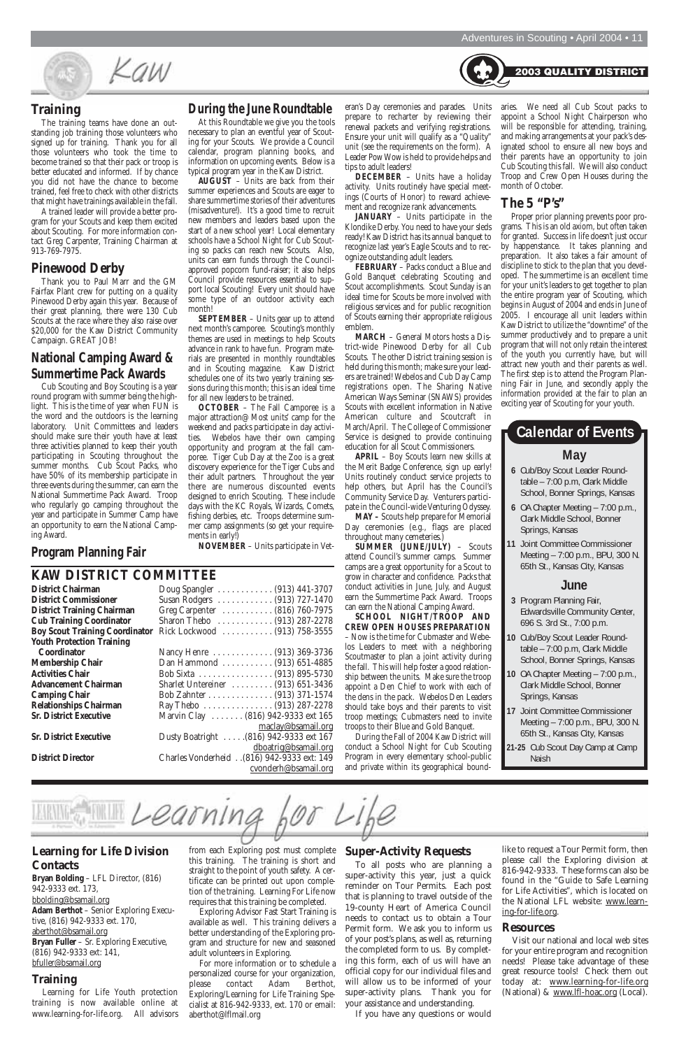# Kaw

**2003 QUALITY DISTRICT**

## Training

The training teams have done an outstanding job training those volunteers who signed up for training. Thank you for all those volunteers who took the time to become trained so that their pack or troop is better educated and informed. If by chance you did not have the chance to become trained, feel free to check with other districts that might have trainings available in the fall.

A trained leader will provide a better program for your Scouts and keep them excited about Scouting. For more information contact Greg Carpenter, Training Chairman at 913-769-7975.

## Pinewood Derby

Thank you to Paul Marr and the GM Fairfax Plant crew for putting on a quality Pinewood Derby again this year. Because of their great planning, there were 130 Cub Scouts at the race where they also raise over $20,000 for the Kaw District Community Campaign. GREAT JOB!

## National Camping Award & Summertime Pack Awards

Cub Scouting and Boy Scouting is a year round program with summer being the highlight. This is the time of year when FUN is the word and the outdoors is the learning laboratory. Unit Committees and leaders should make sure their youth have at least three activities planned to keep their youth participating in Scouting throughout the summer months. Cub Scout Packs, who have 50% of its membership participate in three events during the summer, can earn the National Summertime Pack Award. Troop who regularly go camping throughout the year and participate in Summer Camp have an opportunity to earn the National Camping Award.

## Program Planning Fair

## During the June Roundtable

At this Roundtable we give you the tools necessary to plan an eventful year of Scouting for your Scouts. We provide a Council calendar, program planning books, and information on upcoming events. Below is a typical program year in the Kaw District.

***AUGUST*** – Units are back from their summer experiences and Scouts are eager to share summertime stories of their adventures (misadventure!). It's a good time to recruit new members and leaders based upon the start of a new school year! Local elementary schools have a School Night for Cub Scouting so packs can reach new Scouts. Also, units can earn funds through the Council-approved popcorn fund-raiser; it also helps Council provide resources essential to support local Scouting! Every unit should have some type of an outdoor activity each month!

***SEPTEMBER*** – Units gear up to attend next month's camporee. Scouting's monthly themes are used in meetings to help Scouts advance in rank to have fun. Program materials are presented in monthly roundtables and in Scouting magazine. Kaw District schedules one of its two yearly training sessions during this month; this is an ideal time for all new leaders to be trained.

***OCTOBER*** – The Fall Camporee is a major attraction@ Most units' camp for the weekend and packs participate in day activities. Webelos have their own camping opportunity and program at the fall camporee. Tiger Cub Day at the Zoo is a great discovery experience for the Tiger Cubs and their adult partners. Throughout the year there are numerous discounted events designed to enrich Scouting. These include days with the KC Royals, Wizards, Comets, fishing derbies, etc. Troops determine summer camp assignments (so get your requirements in early!)

***NOVEMBER*** – Units participate in Veteran's Day ceremonies and parades. Units prepare to recharter by reviewing their renewal packets and verifying registrations. Ensure your unit will qualify as a "Quality" unit (see the requirements on the form). A Leader Pow Wow is held to provide helps and tips to adult leaders!

***DECEMBER*** – Units have a holiday activity. Units routinely have special meetings (Courts of Honor) to reward achievement and recognize rank advancements.

***JANUARY*** – Units participate in the Klondike Derby. You need to have your sleds ready! Kaw District has its annual banquet to recognize last year's Eagle Scouts and to recognize outstanding adult leaders.

***FEBRUARY*** – Packs conduct a Blue and Gold Banquet celebrating Scouting and Scout accomplishments. Scout Sunday is an ideal time for Scouts be more involved with religious services and for public recognition of Scouts earning their appropriate religious emblem.

***MARCH*** – General Motors hosts a District-wide Pinewood Derby for all Cub Scouts. The other District training session is held during this month; make sure your leaders are trained! Webelos and Cub Day Camp registrations open. The Sharing Native American Ways Seminar (SNAWS) provides Scouts with excellent information in Native American culture and Scoutcraft in March/April. The College of Commissioner Service is designed to provide continuing education for all Scout Commissioners.

***APRIL*** – Boy Scouts learn new skills at the Merit Badge Conference, sign up early! Units routinely conduct service projects to help others, but April has the Council's Community Service Day. Venturers participate in the Council-wide Venturing Odyssey.

***MAY –*** Scouts help prepare for Memorial Day ceremonies (e.g., flags are placed throughout many cemeteries.)

***SUMMER (JUNE/JULY)*** – Scouts attend Council's summer camps. Summer camps are a great opportunity for a Scout to grow in character and confidence. Packs that conduct activities in June, July, and August earn the Summertime Pack Award. Troops can earn the National Camping Award.

***SCHOOL NIGHT/TROOP AND CREW OPEN HOUSES PREPARATION*** – Now is the time for Cubmaster and Webelos Leaders to meet with a neighboring Scoutmaster to plan a joint activity during the fall. This will help foster a good relationship between the units. Make sure the troop appoint a Den Chief to work with each of the dens in the pack. Webelos Den Leaders should take boys and their parents to visit troop meetings; Cubmasters need to invite troops to their Blue and Gold Banquet.

During the Fall of 2004 Kaw District will conduct a School Night for Cub Scouting Program in every elementary school-public and private within its geographical boundaries. We need all Cub Scout packs to appoint a School Night Chairperson who will be responsible for attending, training, and making arrangements at your pack's designated school to ensure all new boys and their parents have an opportunity to join Cub Scouting this fall. We will also conduct Troop and Crew Open Houses during the month of October.

## The 5 "P's"

Proper prior planning prevents poor programs. This is an old axiom, but often taken for granted. Success in life doesn't just occur by happenstance. It takes planning and preparation. It also takes a fair amount of discipline to stick to the plan that you developed. The summertime is an excellent time for your unit's leaders to get together to plan the entire program year of Scouting, which begins in August of 2004 and ends in June of 2005. I encourage all unit leaders within Kaw District to utilize the "downtime" of the summer productively and to prepare a unit program that will not only retain the interest of the youth you currently have, but will attract new youth and their parents as well. The first step is to attend the Program Planning Fair in June, and secondly apply the information provided at the fair to plan an exciting year of Scouting for your youth.

## KAW DISTRICT COMMITTEE

| | |
|---|---|
| **District Chairman** | Doug Spangler (913) 441-3707 |
| **District Commissioner** | Susan Rodgers (913) 727-1470 |
| **District Training Chairman** | Greg Carpenter (816) 760-7975 |
| **Cub Training Coordinator** | Sharon Thebo (913) 287-2278 |
| **Boy Scout Training Coordinator** | Rick Lockwood (913) 758-3555 |
| **Youth Protection Training Coordinator** | Nancy Henre (913) 369-3736 |
| **Membership Chair** | Dan Hammond (913) 651-4885 |
| **Activities Chair** | Bob Sixta (913) 895-5730 |
| **Advancement Chairman** | Sharlet Untereiner (913) 651-3436 |
| **Camping Chair** | Bob Zahnter (913) 371-1574 |
| **Relationships Chairman** | Ray Thebo (913) 287-2278 |
| **Sr. District Executive** | Marvin Clay (816) 942-9333 ext 165 maclay@bsamail.org |
| **Sr. District Executive** | Dusty Boatright (816) 942-9333 ext 167 dboatrig@bsamail.org |
| **District Director** | Charles Vonderheid (816) 942-9333 ext: 149 cvonderh@bsamail.org |

## Calendar of Events

### May

- **6** Cub/Boy Scout Leader Roundtable – 7:00 p.m, Clark Middle School, Bonner Springs, Kansas
- **6** OA Chapter Meeting – 7:00 p.m., Clark Middle School, Bonner Springs, Kansas
- **11** Joint Committee Commissioner Meeting – 7:00 p.m., BPU, 300 N. 65th St., Kansas City, Kansas

### June

- **3** Program Planning Fair, Edwardsville Community Center, 696 S. 3rd St., 7:00 p.m.
- **10** Cub/Boy Scout Leader Roundtable – 7:00 p.m, Clark Middle School, Bonner Springs, Kansas
- **10** OA Chapter Meeting – 7:00 p.m., Clark Middle School, Bonner Springs, Kansas
- **17** Joint Committee Commissioner Meeting – 7:00 p.m., BPU, 300 N. 65th St., Kansas City, Kansas
- **21-25** Cub Scout Day Camp at Camp Naish

# Learning for Life

## Learning for Life Division Contacts

**Bryan Bolding** – LFL Director, (816) 942-9333 ext. 173, bbolding@bsamail.org
**Adam Berthot** – Senior Exploring Executive, (816) 942-9333 ext. 170, aberthot@bsamail.org
**Bryan Fuller** – Sr. Exploring Executive, (816) 942-9333 ext: 141, bfuller@bsamail.org

## Training

Learning for Life Youth protection training is now available online at www.learning-for-life.org. All advisors from each Exploring post must complete this training. The training is short and straight to the point of youth safety. A certificate can be printed out upon completion of the training. Learning For Life now requires that this training be completed.

Exploring Advisor Fast Start Training is available as well. This training delivers a better understanding of the Exploring program and structure for new and seasoned adult volunteers in Exploring.

For more information or to schedule a personalized course for your organization, please contact Adam Berthot, Exploring/Learning for Life Training Specialist at 816-942-9333, ext. 170 or email: aberthot@lflmail.org

## Super-Activity Requests

To all posts who are planning a super-activity this year, just a quick reminder on Tour Permits. Each post that is planning to travel outside of the 19-county Heart of America Council needs to contact us to obtain a Tour Permit form. We ask you to inform us of your post's plans, as well as, returning the completed form to us. By completing this form, each of us will have an official copy for our individual files and will allow us to be informed of your super-activity plans. Thank you for your assistance and understanding.

If you have any questions or would like to request a Tour Permit form, then please call the Exploring division at 816-942-9333. These forms can also be found in the "Guide to Safe Learning for Life Activities", which is located on the National LFL website: www.learning-for-life.org.

## Resources

Visit our national and local web sites for your entire program and recognition needs! Please take advantage of these great resource tools! Check them out today at: www.learning-for-life.org (National) & www.lfl-hoac.org (Local).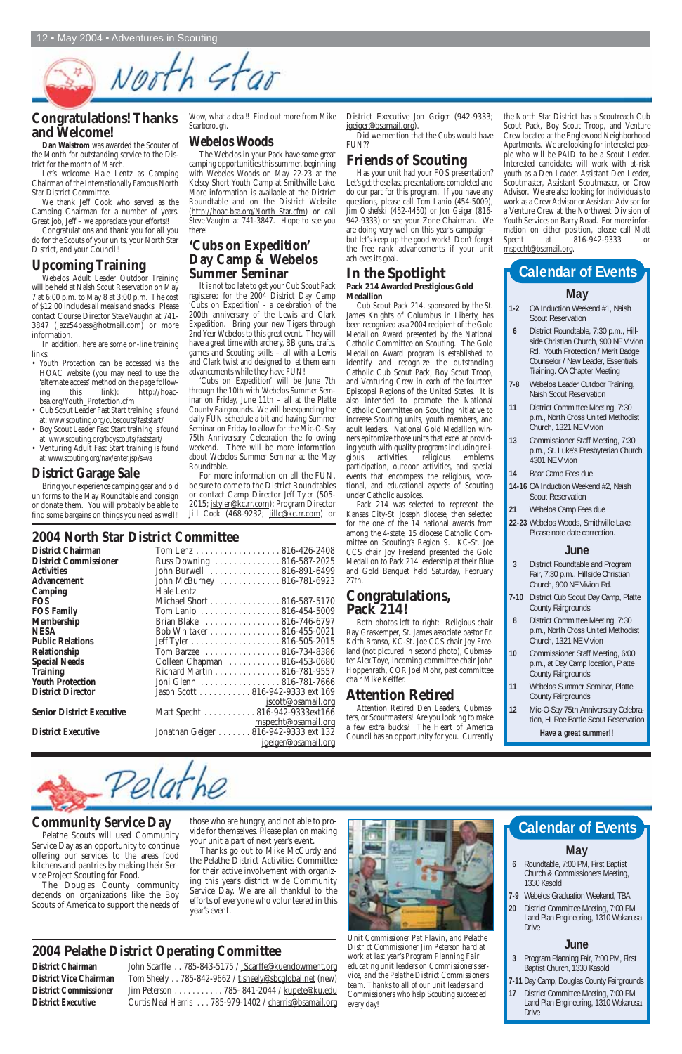# North Star

## Congratulations! Thanks and Welcome!

**Dan Walstrom** was awarded the Scouter of the Month for outstanding service to the District for the month of March.

Let's welcome Hale Lentz as Camping Chairman of the Internationally Famous North Star District Committee.

We thank Jeff Cook who served as the Camping Chairman for a number of years. Great job, Jeff – we appreciate your efforts!!

Congratulations and thank you for all you do for the Scouts of your units, your North Star District, and your Council!!

## Upcoming Training

Webelos Adult Leader Outdoor Training will be held at Naish Scout Reservation on May 7 at 6:00 p.m. to May 8 at 3:00 p.m. The cost of $12.00 includes all meals and snacks. Please contact Course Director Steve Vaughn at 741-3847 (jazz54bass@hotmail.com) or more information.

In addition, here are some on-line training links:

- Youth Protection can be accessed via the HOAC website (you may need to use the 'alternate access' method on the page following this link): http://hoac-bsa.org/Youth_Protection.cfm
- Cub Scout Leader Fast Start training is found at: www.scouting.org/cubscouts/faststart/
- Boy Scout Leader Fast Start training is found at: www.scouting.org/boyscouts/faststart/
- Venturing Adult Fast Start training is found at: www.scouting.org/nav/enter.jsp?s=va

## District Garage Sale

Bring your experience camping gear and old uniforms to the May Roundtable and consign or donate them. You will probably be able to find some bargains on things you need as well!! Wow, what a deal!! Find out more from Mike Scarborough.

## Webelos Woods

The Webelos in your Pack have some great camping opportunities this summer, beginning with Webelos Woods on May 22-23 at the Kelsey Short Youth Camp at Smithville Lake. More information is available at the District Roundtable and on the District Website (http://hoac-bsa.org/North_Star.cfm) or call Steve Vaughn at 741-3847. Hope to see you there!

## 'Cubs on Expedition' Day Camp & Webelos Summer Seminar

It is not too late to get your Cub Scout Pack registered for the 2004 District Day Camp 'Cubs on Expedition' - a celebration of the 200th anniversary of the Lewis and Clark Expedition. Bring your new Tigers through 2nd Year Webelos to this great event. They will have a great time with archery, BB guns, crafts, games and Scouting skills – all with a Lewis and Clark twist and designed to let them earn advancements while they have FUN!

'Cubs on Expedition' will be June 7th through the 10th with Webelos Summer Seminar on Friday, June 11th – all at the Platte County Fairgrounds. We will be expanding the daily FUN schedule a bit and having Summer Seminar on Friday to allow for the Mic-O-Say 75th Anniversary Celebration the following weekend. There will be more information about Webelos Summer Seminar at the May Roundtable.

For more information on all the FUN, be sure to come to the District Roundtables or contact Camp Director Jeff Tyler (505-2015; jstyler@kc.rr.com); Program Director Jill Cook (468-9232; jillc@kc.rr.com) or District Executive Jon Geiger (942-9333; jgeiger@bsamail.org).

Did we mention that the Cubs would have FUN??

## Friends of Scouting

Has your unit had your FOS presentation? Let's get those last presentations completed and do our part for this program. If you have any questions, please call Tom Lanio (454-5009), Jim Olshefski (452-4450) or Jon Geiger (816-942-9333) or see your Zone Chairman. We are doing very well on this year's campaign – but let's keep up the good work! Don't forget the free rank advancements if your unit achieves its goal.

## In the Spotlight

**Pack 214 Awarded Prestigious Gold Medallion**

Cub Scout Pack 214, sponsored by the St. James Knights of Columbus in Liberty, has been recognized as a 2004 recipient of the Gold Medallion Award presented by the National Catholic Committee on Scouting. The Gold Medallion Award program is established to identify and recognize the outstanding Catholic Cub Scout Pack, Boy Scout Troop, and Venturing Crew in each of the fourteen Episcopal Regions of the United States. It is also intended to promote the National Catholic Committee on Scouting initiative to increase Scouting units, youth members, and adult leaders. National Gold Medallion winners epitomize those units that excel at providing youth with quality programs including religious activities, religious emblems participation, outdoor activities, and special events that encompass the religious, vocational, and educational aspects of Scouting under Catholic auspices.

Pack 214 was selected to represent the Kansas City-St. Joseph diocese, then selected for the one of the 14 national awards from among the 4-state, 15 diocese Catholic Committee on Scouting's Region 9. KC-St. Joe CCS chair Joy Freeland presented the Gold Medallion to Pack 214 leadership at their Blue and Gold Banquet held Saturday, February 27th.

## Congratulations, Pack 214!

Both photos left to right: Religious chair Ray Graskemper, St. James associate pastor Fr. Keith Branso, KC-St. Joe CCS chair Joy Freeland (not pictured in second photo), Cubmaster Alex Toye, incoming committee chair John Hoppenrath, COR Joel Mohr, past committee chair Mike Keiffer.

## Attention Retired

Attention Retired Den Leaders, Cubmasters, or Scoutmasters! Are you looking to make a few extra bucks? The Heart of America Council has an opportunity for you. Currently the North Star District has a Scoutreach Cub Scout Pack, Boy Scout Troop, and Venture Crew located at the Englewood Neighborhood Apartments. We are looking for interested people who will be PAID to be a Scout Leader. Interested candidates will work with at-risk youth as a Den Leader, Assistant Den Leader, Scoutmaster, Assistant Scoutmaster, or Crew Advisor. We are also looking for individuals to work as a Crew Advisor or Assistant Advisor for a Venture Crew at the Northwest Division of Youth Services on Barry Road. For more information on either position, please call Matt Specht at 816-942-9333 or mspecht@bsamail.org.

## Calendar of Events

### May

- **1-2** OA Induction Weekend #1, Naish Scout Reservation
- **6** District Roundtable, 7:30 p.m., Hillside Christian Church, 900 NE Vivion Rd. Youth Protection / Merit Badge Counselor / New Leader, Essentials Training. OA Chapter Meeting
- **7-8** Webelos Leader Outdoor Training, Naish Scout Reservation
- **11** District Committee Meeting, 7:30 p.m., North Cross United Methodist Church, 1321 NE Vivion
- **13** Commissioner Staff Meeting, 7:30 p.m., St. Luke's Presbyterian Church, 4301 NE Vivion
- **14** Bear Camp Fees due
- **14-16** OA Induction Weekend #2, Naish Scout Reservation
- **21** Webelos Camp Fees due
- **22-23** Webelos Woods, Smithville Lake. Please note date correction.

### June

- **3** District Roundtable and Program Fair, 7:30 p.m., Hillside Christian Church, 900 NE Vivion Rd.
- **7-10** District Cub Scout Day Camp, Platte County Fairgrounds
- **8** District Committee Meeting, 7:30 p.m., North Cross United Methodist Church, 1321 NE Vivion
- **10** Commissioner Staff Meeting, 6:00 p.m., at Day Camp location, Platte County Fairgrounds
- **11** Webelos Summer Seminar, Platte County Fairgrounds
- **12** Mic-O-Say 75th Anniversary Celebration, H. Roe Bartle Scout Reservation

**Have a great summer!!**

## 2004 North Star District Committee

| | |
|---|---|
| **District Chairman** | Tom Lenz . . . . . . . . . . . . . . . . . . 816-426-2408 |
| **District Commissioner** | Russ Downing . . . . . . . . . . . . . . 816-587-2025 |
| **Activities** | John Burwell . . . . . . . . . . . . . . . 816-891-6499 |
| **Advancement** | John McBurney . . . . . . . . . . . . . 816-781-6923 |
| **Camping** | Hale Lentz |
| **FOS** | Michael Short . . . . . . . . . . . . . . . 816-587-5170 |
| **FOS Family** | Tom Lanio . . . . . . . . . . . . . . . . . 816-454-5009 |
| **Membership** | Brian Blake . . . . . . . . . . . . . . . . 816-746-6797 |
| **NESA** | Bob Whitaker . . . . . . . . . . . . . . . 816-455-0021 |
| **Public Relations** | Jeff Tyler . . . . . . . . . . . . . . . . . . . 816-505-2015 |
| **Relationship** | Tom Barzee . . . . . . . . . . . . . . . . 816-734-8386 |
| **Special Needs** | Colleen Chapman . . . . . . . . . . . 816-453-0680 |
| **Training** | Richard Martin . . . . . . . . . . . . . . 816-781-9557 |
| **Youth Protection** | Joni Glenn . . . . . . . . . . . . . . . . . 816-781-7666 |
| **District Director** | Jason Scott . . . . . . . . . . . 816-942-9333 ext 169 jscott@bsamail.org |
| **Senior District Executive** | Matt Specht . . . . . . . . . . . 816-942-9333ext166 mspecht@bsamail.org |
| **District Executive** | Jonathan Geiger . . . . . . . 816-942-9333 ext 132 jgeiger@bsamail.org |

# Pelathe

## Community Service Day

Pelathe Scouts will used Community Service Day as an opportunity to continue offering our services to the areas food kitchens and pantries by making their Service Project Scouting for Food.

The Douglas County community depends on organizations like the Boy Scouts of America to support the needs of those who are hungry, and not able to provide for themselves. Please plan on making your unit a part of next year's event.

Thanks go out to Mike McCurdy and the Pelathe District Activities Committee for their active involvement with organizing this year's district wide Community Service Day. We are all thankful to the efforts of everyone who volunteered in this year's event.

Unit Commissioner Pat Flavin, and Pelathe District Commissioner Jim Peterson hard at work at last year's Program Planning Fair educating unit leaders on Commissioners service, and the Pelathe District Commissioners team. Thanks to all of our unit leaders and Commissioners who help Scouting succeeded every day!

## 2004 Pelathe District Operating Committee

| | |
|---|---|
| **District Chairman** | John Scarffe . . 785-843-5175 / JScarffe@kuendowment.org |
| **District Vice Chairman** | Tom Sheely . . 785-842-9662 / t.sheely@sbcglobal.net (new) |
| **District Commissioner** | Jim Peterson . . . . . . . . . . . 785- 841-2044 / kupete@ku.edu |
| **District Executive** | Curtis Neal Harris . . . 785-979-1402 / charris@bsamail.org |

## Calendar of Events

### May

- **6** Roundtable, 7:00 PM, First Baptist Church & Commissioners Meeting, 1330 Kasold
- **7-9** Webelos Graduation Weekend, TBA
- **20** District Committee Meeting, 7:00 PM, Land Plan Engineering, 1310 Wakarusa Drive

### June

- **3** Program Planning Fair, 7:00 PM, First Baptist Church, 1330 Kasold
- **7-11** Day Camp, Douglas County Fairgrounds
- **17** District Committee Meeting, 7:00 PM, Land Plan Engineering, 1310 Wakarusa Drive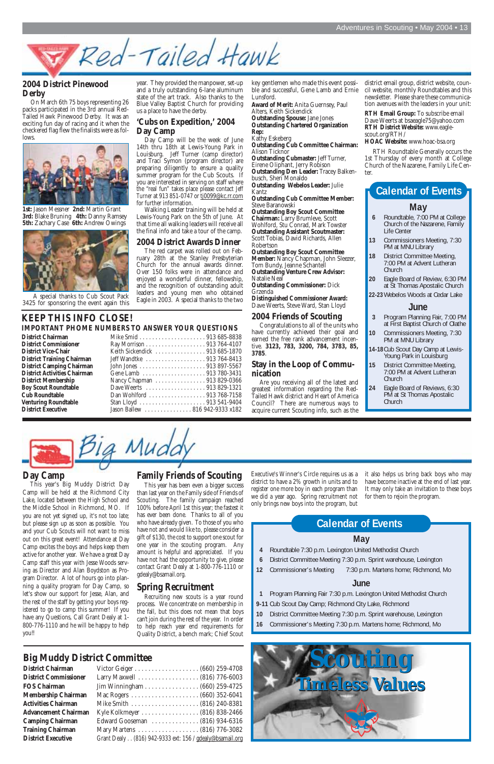# Red-Tailed Hawk

## 2004 District Pinewood Derby

On March 6th 75 boys representing 26 packs participated in the 3rd annual Red-Tailed Hawk Pinewood Derby. It was an exciting fun day of racing and it when the checkered flag flew the finalists were as follows.

**1st:** Jason Messner **2nd:** Martin Grant **3rd:** Blake Bruning **4th:** Danny Ramsey **5th:** Zachary Case **6th:** Andrew Owings

A special thanks to Cub Scout Pack 3425 for sponsoring the event again this year. They provided the manpower, set-up and a truly outstanding 6-lane aluminum state of the art track. Also thanks to the Blue Valley Baptist Church for providing us a place to have the derby.

## 'Cubs on Expedition,' 2004 Day Camp

Day Camp will be the week of June 14th thru 18th at Lewis-Young Park in Louisburg. Jeff Turner (camp director) and Traci Symon (program director) are preparing diligently to ensure a quality summer program for the Cub Scouts. If you are interested in serving on staff where the "real fun" takes place please contact Jeff Turner at 913 851-0747 or tj0099@kc.rr.com for further information.

Walking Leader training will be held at Lewis-Young Park on the 5th of June. At that time all walking leaders will receive all the final info and take a tour of the camp.

## 2004 District Awards Dinner

The red carpet was rolled out on February 28th at the Stanley Presbyterian Church for the annual awards dinner. Over 150 folks were in attendance and enjoyed a wonderful dinner, fellowship, and the recognition of outstanding adult leaders and young men who obtained Eagle in 2003. A special thanks to the two key gentlemen who made this event possible and successful, Gene Lamb and Ernie Lunsford.

**Award of Merit:** Anita Guernsey, Paul Alters, Keith Sickendick
**Outstanding Spouse:** Jane Jones
**Outstanding Chartered Organization Rep:** Kathy Eskeberg
**Outstanding Cub Committee Chairman:** Alison Ticknor
**Outstanding Cubmaster:** Jeff Turner, Eirene Oliphant, Jerry Robison
**Outstanding Den Leader:** Tracey Balkenbusch, Sheri Monaldo
**Outstanding Webelos Leader:** Julie Kantz
**Outstanding Cub Committee Member:** Steve Baranowski
**Outstanding Boy Scout Committee Chairman:** Larry Brumleve, Scott Wohlford, Stu Conrad, Mark Towster
**Outstanding Assistant Scoutmaster:** Scott Tobias, David Richards, Allen Robertson
**Outstanding Boy Scout Committee Member:** Nancy Chapman, John Sleezer, Tom Bundy, Jeanne Schantell
**Outstanding Venture Crew Advisor:** Natalie Neal
**Outstanding Commissioner:** Dick Grzenda
**Distinguished Commissioner Award:** Dave Weerts, Steve Ward, Stan Lloyd

## 2004 Friends of Scouting

Congratulations to all of the units who have currently achieved their goal and earned the free rank advancement incentive. **3123, 783, 3200, 784, 3783, 85, 3785**.

## Stay in the Loop of Communication

Are you receiving all of the latest and greatest information regarding the Red-Tailed Hawk district and Heart of America Council? There are numerous ways to acquire current Scouting info, such as the district email group, district website, council website, monthly Roundtables and this newsletter. Please share these communication avenues with the leaders in your unit:

**RTH Email Group:** To subscribe email Dave Weerts at bsaeagle75@yahoo.com
**RTH District Website:** www.eagle-scout.org/RTH/
**HOAC Website:** www.hoac-bsa.org

RTH Roundtable Generally occurs the 1st Thursday of every month at College Church of the Nazarene, Family Life Center.

## Calendar of Events

### May

| | |
|---|---|
| 6 | Roundtable, 7:00 PM at College Church of the Nazarene, Family Life Center |
| 13 | Commissioners Meeting, 7:30 PM at MNU Library |
| 18 | District Committee Meeting, 7:00 PM at Advent Lutheran Church |
| 20 | Eagle Board of Review, 6:30 PM at St Thomas Apostolic Church |
| 22-23 | Webelos Woods at Cedar Lake |

### June

| | |
|---|---|
| 3 | Program Planning Fair, 7:00 PM at First Baptist Church of Olathe |
| 10 | Commissioners Meeting, 7:30 PM at MNU Library |
| 14-18 | Cub Scout Day Camp at Lewis-Young Park in Louisburg |
| 15 | District Committee Meeting, 7:00 PM at Advent Lutheran Church |
| 24 | Eagle Board of Reviews, 6:30 PM at St Thomas Apostolic Church |

## KEEP THIS INFO CLOSE!

### IMPORTANT PHONE NUMBERS TO ANSWER YOUR QUESTIONS

| | | |
|---|---|---|
| **District Chairman** | Mike Smid | 913 685-8838 |
| **District Commissioner** | Ray Morrison | 913 764-4107 |
| **District Vice-Chair** | Keith Sickendick | 913 685-1870 |
| **District Training Chairman** | Jeff Wandtke | 913 764-8413 |
| **District Camping Chairman** | John Jones | 913 897-5567 |
| **District Activities Chairman** | Gene Lamb | 913 780-3431 |
| **District Membership** | Nancy Chapman | 913 829-0366 |
| **Boy Scout Roundtable** | Dave Weerts | 913 829-1321 |
| **Cub Roundtable** | Dan Wohlford | 913 768-7158 |
| **Venturing Roundtable** | Stan Lloyd | 913 541-9404 |
| **District Executive** | Jason Ballew | 816 942-9333 x182 |

# Big Muddy

## Day Camp

This year's Big Muddy District Day Camp will be held at the Richmond City Lake, located between the High School and the Middle School in Richmond, MO. If you are not yet signed up, it's not too late; but please sign up as soon as possible. You and your Cub Scouts will not want to miss out on this great event! Attendance at Day Camp excites the boys and helps keep them active for another year. We have a great Day Camp staff this year with Jesse Woods serving as Director and Alan Boydston as Program Director. A lot of hours go into planning a quality program for Day Camp, so let's show our support for Jesse, Alan, and the rest of the staff by getting your boys registered to go to camp this summer! If you have any Questions, Call Grant Dealy at 1-800-776-1110 and he will be happy to help you!!

## Family Friends of Scouting

This year has been even a bigger success than last year on the Family side of Friends of Scouting. The family campaign reached 100% before April 1st this year; the fastest it has ever been done. Thanks to all of you who have already given. To those of you who have not and would like to, please consider a gift of $130, the cost to support one scout for one year in the scouting program. Any amount is helpful and appreciated. If you have not had the opportunity to give, please contact Grant Dealy at 1-800-776-1110 or gdealy@bsamail.org.

## Spring Recruitment

Recruiting new scouts is a year round process. We concentrate on membership in the fall, but this does not mean that boys can't join during the rest of the year. In order to help reach year end requirements for Quality District, a bench mark; Chief Scout Executive's Winner's Circle requires us as a district to have a 2% growth in units and to register one more boy in each program than we did a year ago. Spring recruitment not only brings new boys into the program, but it also helps us bring back boys who may have become inactive at the end of last year. It may only take an invitation to these boys for them to rejoin the program.

## Calendar of Events

### May

| | |
|---|---|
| 4 | Roundtable 7:30 p.m. Lexington United Methodist Church |
| 6 | District Committee Meeting 7:30 p.m. Sprint warehouse, Lexington |
| 12 | Commissioner's Meeting 7:30 p.m. Martens home; Richmond, Mo |

### June

| | |
|---|---|
| 1 | Program Planning Fair 7:30 p.m. Lexington United Methodist Church |
| 9-11 | Cub Scout Day Camp; Richmond City Lake, Richmond |
| 10 | District Committee Meeting 7:30 p.m. Sprint warehouse, Lexington |
| 16 | Commissioner's Meeting 7:30 p.m. Martens home; Richmond, Mo |

## Big Muddy District Committee

| | | |
|---|---|---|
| **District Chairman** | Victor Geiger | (660) 259-4708 |
| **District Commissioner** | Larry Maxwell | (816) 776-6003 |
| **FOS Chairman** | Jim Winningham | (660) 259-4725 |
| **Membership Chairman** | Mac Rogers | (660) 352-6041 |
| **Activities Chairman** | Mike Smith | (816) 240-8381 |
| **Advancement Chairman** | Kyle Kolkmeyer | (816) 838-2466 |
| **Camping Chairman** | Edward Gooseman | (816) 934-6316 |
| **Training Chairman** | Mary Martens | (816) 776-3082 |
| **District Executive** | Grant Dealy | (816) 942-9333 ext: 156 / gdealy@bsamail.org |

Scouting Timeless Values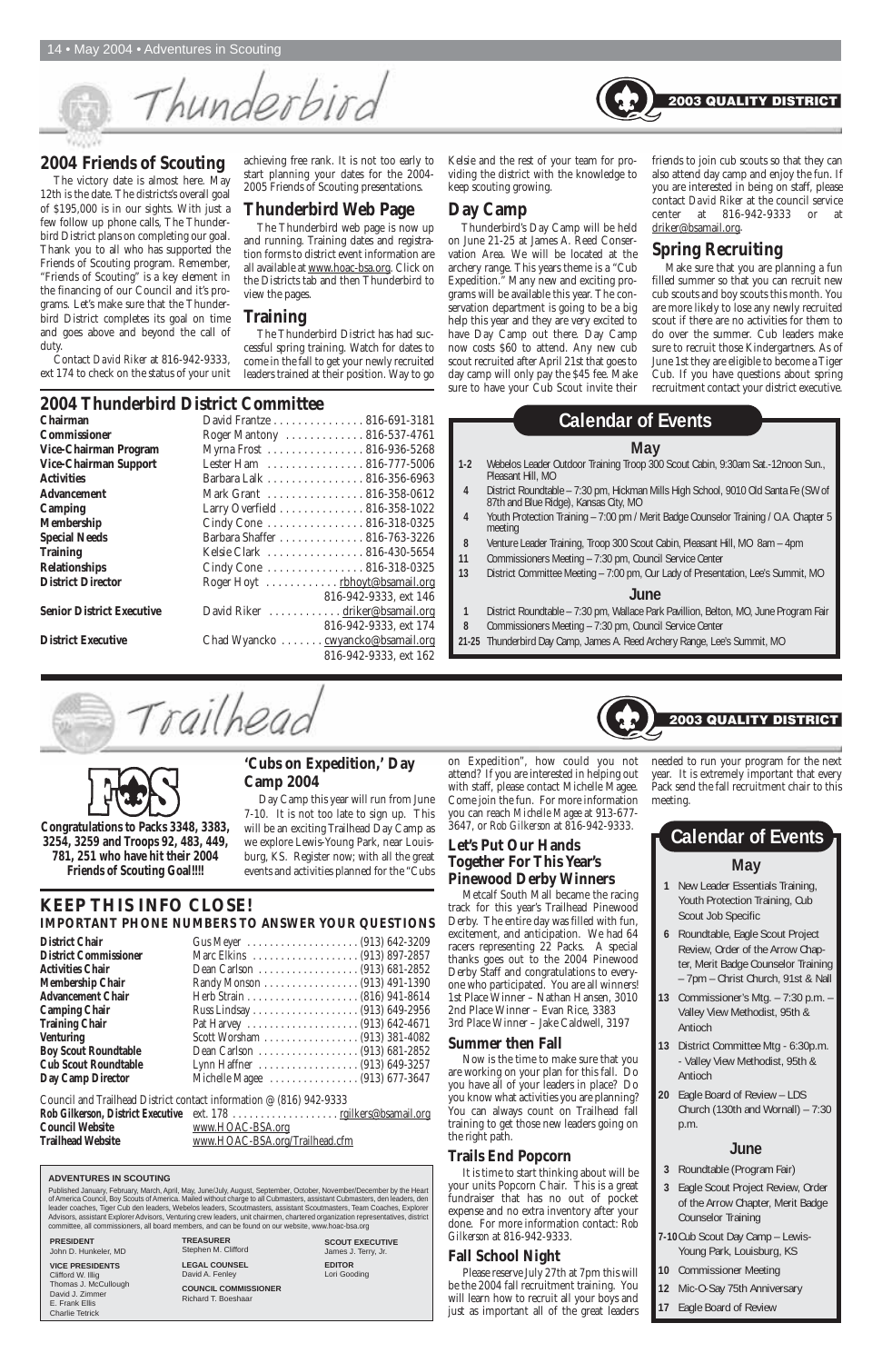# Thunderbird

**2003 QUALITY DISTRICT**

## 2004 Friends of Scouting

The victory date is almost here. May 12th is the date. The districts's overall goal of $195,000 is in our sights. With just a few follow up phone calls, The Thunderbird District plans on completing our goal. Thank you to all who has supported the Friends of Scouting program. Remember, "Friends of Scouting" is a key element in the financing of our Council and it's programs. Let's make sure that the Thunderbird District completes its goal on time and goes above and beyond the call of duty.

Contact David Riker at 816-942-9333, ext 174 to check on the status of your unit achieving free rank. It is not too early to start planning your dates for the 2004-2005 Friends of Scouting presentations.

## Thunderbird Web Page

The Thunderbird web page is now up and running. Training dates and registration forms to district event information are all available at www.hoac-bsa.org. Click on the Districts tab and then Thunderbird to view the pages.

## Training

The Thunderbird District has had successful spring training. Watch for dates to come in the fall to get your newly recruited leaders trained at their position. Way to go Kelsie and the rest of your team for providing the district with the knowledge to keep scouting growing.

## Day Camp

Thunderbird's Day Camp will be held on June 21-25 at James A. Reed Conservation Area. We will be located at the archery range. This years theme is a "Cub Expedition." Many new and exciting programs will be available this year. The conservation department is going to be a big help this year and they are very excited to have Day Camp out there. Day Camp now costs $60 to attend. Any new cub scout recruited after April 21st that goes to day camp will only pay the $45 fee. Make sure to have your Cub Scout invite their friends to join cub scouts so that they can also attend day camp and enjoy the fun. If you are interested in being on staff, please contact David Riker at the council service center at 816-942-9333 or at driker@bsamail.org.

## Spring Recruiting

Make sure that you are planning a fun filled summer so that you can recruit new cub scouts and boy scouts this month. You are more likely to lose any newly recruited scout if there are no activities for them to do over the summer. Cub leaders make sure to recruit those Kindergartners. As of June 1st they are eligible to become a Tiger Cub. If you have questions about spring recruitment contact your district executive.

## 2004 Thunderbird District Committee

| | |
|---|---|
| **Chairman** | David Frantze . . . 816-691-3181 |
| **Commissioner** | Roger Mantony . . . 816-537-4761 |
| **Vice-Chairman Program** | Myrna Frost . . . 816-936-5268 |
| **Vice-Chairman Support** | Lester Ham . . . 816-777-5006 |
| **Activities** | Barbara Lalk . . . 816-356-6963 |
| **Advancement** | Mark Grant . . . 816-358-0612 |
| **Camping** | Larry Overfield . . . 816-358-1022 |
| **Membership** | Cindy Cone . . . 816-318-0325 |
| **Special Needs** | Barbara Shaffer . . . 816-763-3226 |
| **Training** | Kelsie Clark . . . 816-430-5654 |
| **Relationships** | Cindy Cone . . . 816-318-0325 |
| **District Director** | Roger Hoyt . . . rbhoyt@bsamail.org 816-942-9333, ext 146 |
| **Senior District Executive** | David Riker . . . driker@bsamail.org 816-942-9333, ext 174 |
| **District Executive** | Chad Wyancko . . . cwyancko@bsamail.org 816-942-9333, ext 162 |

## Calendar of Events

### May

- **1-2** Webelos Leader Outdoor Training Troop 300 Scout Cabin, 9:30am Sat.-12noon Sun., Pleasant Hill, MO
- **4** District Roundtable – 7:30 pm, Hickman Mills High School, 9010 Old Santa Fe (SW of 87th and Blue Ridge), Kansas City, MO
- **4** Youth Protection Training – 7:00 pm / Merit Badge Counselor Training / O.A. Chapter 5 meeting
- **8** Venture Leader Training, Troop 300 Scout Cabin, Pleasant Hill, MO 8am – 4pm
- **11** Commissioners Meeting – 7:30 pm, Council Service Center
- **13** District Committee Meeting – 7:00 pm, Our Lady of Presentation, Lee's Summit, MO

### June

- **1** District Roundtable – 7:30 pm, Wallace Park Pavillion, Belton, MO, June Program Fair
- **8** Commissioners Meeting – 7:30 pm, Council Service Center
- **21-25** Thunderbird Day Camp, James A. Reed Archery Range, Lee's Summit, MO

# Trailhead

**2003 QUALITY DISTRICT**

**FOS**

**Congratulations to Packs 3348, 3383, 3254, 3259 and Troops 92, 483, 449, 781, 251 who have hit their 2004 Friends of Scouting Goal!!!!**

## 'Cubs on Expedition,' Day Camp 2004

Day Camp this year will run from June 7-10. It is not too late to sign up. This will be an exciting Trailhead Day Camp as we explore Lewis-Young Park, near Louisburg, KS. Register now; with all the great events and activities planned for the "Cubs on Expedition", how could you not attend? If you are interested in helping out with staff, please contact Michelle Magee. Come join the fun. For more information you can reach Michelle Magee at 913-677-3647, or Rob Gilkerson at 816-942-9333.

## Let's Put Our Hands Together For This Year's Pinewood Derby Winners

Metcalf South Mall became the racing track for this year's Trailhead Pinewood Derby. The entire day was filled with fun, excitement, and anticipation. We had 64 racers representing 22 Packs. A special thanks goes out to the 2004 Pinewood Derby Staff and congratulations to everyone who participated. You are all winners!
1st Place Winner – Nathan Hansen, 3010
2nd Place Winner – Evan Rice, 3383
3rd Place Winner – Jake Caldwell, 3197

## Summer then Fall

Now is the time to make sure that you are working on your plan for this fall. Do you have all of your leaders in place? Do you know what activities you are planning? You can always count on Trailhead fall training to get those new leaders going on the right path.

## Trails End Popcorn

It is time to start thinking about will be your units Popcorn Chair. This is a great fundraiser that has no out of pocket expense and no extra inventory after your done. For more information contact: Rob Gilkerson at 816-942-9333.

## Fall School Night

Please reserve July 27th at 7pm this will be the 2004 fall recruitment training. You will learn how to recruit all your boys and just as important all of the great leaders needed to run your program for the next year. It is extremely important that every Pack send the fall recruitment chair to this meeting.

## KEEP THIS INFO CLOSE!

### IMPORTANT PHONE NUMBERS TO ANSWER YOUR QUESTIONS

| | |
|---|---|
| **District Chair** | Gus Meyer . . . (913) 642-3209 |
| **District Commissioner** | Marc Elkins . . . (913) 897-2857 |
| **Activities Chair** | Dean Carlson . . . (913) 681-2852 |
| **Membership Chair** | Randy Monson . . . (913) 491-1390 |
| **Advancement Chair** | Herb Strain . . . (816) 941-8614 |
| **Camping Chair** | Russ Lindsay . . . (913) 649-2956 |
| **Training Chair** | Pat Harvey . . . (913) 642-4671 |
| **Venturing** | Scott Worsham . . . (913) 381-4082 |
| **Boy Scout Roundtable** | Dean Carlson . . . (913) 681-2852 |
| **Cub Scout Roundtable** | Lynn Haffner . . . (913) 649-3257 |
| **Day Camp Director** | Michelle Magee . . . (913) 677-3647 |

Council and Trailhead District contact information @ (816) 942-9333

| | |
|---|---|
| **Rob Gilkerson, District Executive** | ext. 178 . . . rgilkers@bsamail.org |
| **Council Website** | www.HOAC-BSA.org |
| **Trailhead Website** | www.HOAC-BSA.org/Trailhead.cfm |

## Calendar of Events

### May

- **1** New Leader Essentials Training, Youth Protection Training, Cub Scout Job Specific
- **6** Roundtable, Eagle Scout Project Review, Order of the Arrow Chapter, Merit Badge Counselor Training – 7pm – Christ Church, 91st & Nall
- **13** Commissioner's Mtg. – 7:30 p.m. – Valley View Methodist, 95th & Antioch
- **13** District Committee Mtg - 6:30p.m. - Valley View Methodist, 95th & Antioch
- **20** Eagle Board of Review – LDS Church (130th and Wornall) – 7:30 p.m.

### June

- **3** Roundtable (Program Fair)
- **3** Eagle Scout Project Review, Order of the Arrow Chapter, Merit Badge Counselor Training
- **7-10** Cub Scout Day Camp – Lewis-Young Park, Louisburg, KS
- **10** Commissioner Meeting
- **12** Mic-O-Say 75th Anniversary
- **17** Eagle Board of Review

**ADVENTURES IN SCOUTING**

Published January, February, March, April, May, June/July, August, September, October, November/December by the Heart of America Council, Boy Scouts of America. Mailed without charge to all Cubmasters, assistant Cubmasters, den leaders, den leader coaches, Tiger Cub den leaders, Webelos leaders, Scoutmasters, assistant Scoutmasters, Team Coaches, Explorer Advisors, assistant Explorer Advisors, Venturing crew leaders, unit chairmen, chartered organization representatives, district committee, all commissioners, all board members, and can be found on our website, www.hoac-bsa.org

**PRESIDENT**
John D. Hunkeler, MD

**VICE PRESIDENTS**
Clifford W. Illig
Thomas J. McCullough
David J. Zimmer
E. Frank Ellis
Charlie Tetrick

**TREASURER**
Stephen M. Clifford

**LEGAL COUNSEL**
David A. Fenley

**COUNCIL COMMISSIONER**
Richard T. Boeshaar

**SCOUT EXECUTIVE**
James J. Terry, Jr.

**EDITOR**
Lori Gooding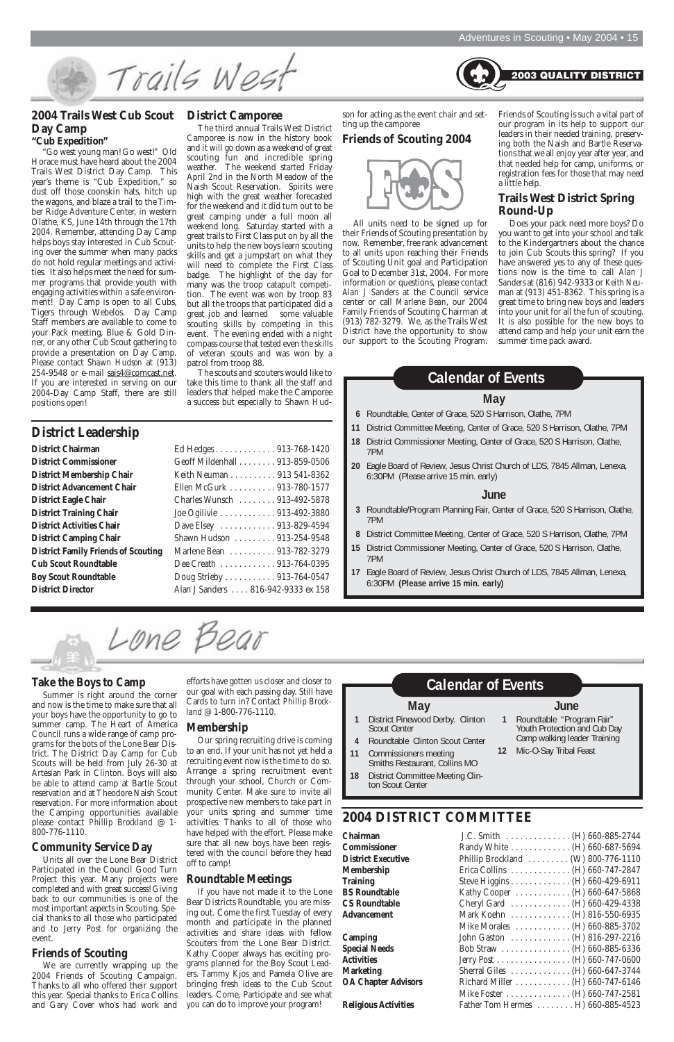# Trails West

2003 QUALITY DISTRICT

## 2004 Trails West Cub Scout Day Camp

**"Cub Expedition"**

"Go west young man! Go west!" Old Horace must have heard about the 2004 Trails West District Day Camp. This year's theme is "Cub Expedition," so dust off those coonskin hats, hitch up the wagons, and blaze a trail to the Timber Ridge Adventure Center, in western Olathe, KS, June 14th through the 17th 2004. Remember, attending Day Camp helps boys stay interested in Cub Scouting over the summer when many packs do not hold regular meetings and activities. It also helps meet the need for summer programs that provide youth with engaging activities within a safe environment! Day Camp is open to all Cubs, Tigers through Webelos. Day Camp Staff members are available to come to your Pack meeting, Blue & Gold Dinner, or any other Cub Scout gathering to provide a presentation on Day Camp. Please contact *Shawn Hudson* at (913) 254-9548 or e-mail sais4@comcast.net. If you are interested in serving on our 2004-Day Camp Staff, there are still positions open!

## District Camporee

The third annual Trails West District Camporee is now in the history book and it will go down as a weekend of great scouting fun and incredible spring weather. The weekend started Friday April 2nd in the North Meadow of the Naish Scout Reservation. Spirits were high with the great weather forecasted for the weekend and it did turn out to be great camping under a full moon all weekend long. Saturday started with a great trails to First Class put on by all the units to help the new boys learn scouting skills and get a jumpstart on what they will need to complete the First Class badge. The highlight of the day for many was the troop catapult competition. The event was won by troop 83 but all the troops that participated did a great job and learned some valuable scouting skills by competing in this event. The evening ended with a night compass course that tested even the skills of veteran scouts and was won by a patrol from troop 88.

The scouts and scouters would like to take this time to thank all the staff and leaders that helped make the Camporee a success but especially to Shawn Hudson for acting as the event chair and setting up the camporee

## Friends of Scouting 2004

All units need to be signed up for their Friends of Scouting presentation by now. Remember, free rank advancement to all units upon reaching their Friends of Scouting Unit goal and Participation Goal to December 31st, 2004. For more information or questions, please contact *Alan J Sanders* at the Council service center or call *Marlene Bean*, our 2004 Family Friends of Scouting Chairman at (913) 782-3279. We, as the Trails West District have the opportunity to show our support to the Scouting Program. Friends of Scouting is such a vital part of our program in its help to support our leaders in their needed training, preserving both the Naish and Bartle Reservations that we all enjoy year after year, and that needed help for camp, uniforms, or registration fees for those that may need a little help.

## Trails West District Spring Round-Up

Does your pack need more boys? Do you want to get into your school and talk to the Kindergartners about the chance to join Cub Scouts this spring? If you have answered yes to any of these questions now is the time to call *Alan J Sanders* at (816) 942-9333 or *Keith Neuman* at (913) 451-8362. This spring is a great time to bring new boys and leaders into your unit for all the fun of scouting. It is also possible for the new boys to attend camp and help your unit earn the summer time pack award.

## District Leadership

| | |
|---|---|
| **District Chairman** | Ed Hedges . . . . . . . . . . . . . 913-768-1420 |
| **District Commissioner** | Geoff Mildenhall . . . . . . . . 913-859-0506 |
| **District Membership Chair** | Keith Neuman . . . . . . . . . . 913 541-8362 |
| **District Advancement Chair** | Ellen McGurk . . . . . . . . . . 913-780-1577 |
| **District Eagle Chair** | Charles Wunsch . . . . . . . . 913-492-5878 |
| **District Training Chair** | Joe Ogilivie . . . . . . . . . . . . 913-492-3880 |
| **District Activities Chair** | Dave Elsey . . . . . . . . . . . . 913-829-4594 |
| **District Camping Chair** | Shawn Hudson . . . . . . . . . 913-254-9548 |
| **District Family Friends of Scouting** | Marlene Bean . . . . . . . . . . 913-782-3279 |
| **Cub Scout Roundtable** | Dee Creath . . . . . . . . . . . . 913-764-0395 |
| **Boy Scout Roundtable** | Doug Strieby . . . . . . . . . . . 913-764-0547 |
| **District Director** | Alan J Sanders . . . . 816-942-9333 ex 158 |

## Calendar of Events

### May

- **6** Roundtable, Center of Grace, 520 S Harrison, Olathe, 7PM
- **11** District Committee Meeting, Center of Grace, 520 S Harrison, Olathe, 7PM
- **18** District Commissioner Meeting, Center of Grace, 520 S Harrison, Olathe, 7PM
- **20** Eagle Board of Review, Jesus Christ Church of LDS, 7845 Allman, Lenexa, 6:30PM (Please arrive 15 min. early)

### June

- **3** Roundtable/Program Planning Fair, Center of Grace, 520 S Harrison, Olathe, 7PM
- **8** District Committee Meeting, Center of Grace, 520 S Harrison, Olathe, 7PM
- **15** District Commissioner Meeting, Center of Grace, 520 S Harrison, Olathe, 7PM
- **17** Eagle Board of Review, Jesus Christ Church of LDS, 7845 Allman, Lenexa, 6:30PM **(Please arrive 15 min. early)**

# Lone Bear

## Take the Boys to Camp

Summer is right around the corner and now is the time to make sure that all your boys have the opportunity to go to summer camp. The Heart of America Council runs a wide range of camp programs for the bots of the Lone Bear District. The District Day Camp for Cub Scouts will be held from July 26-30 at Artesian Park in Clinton. Boys will also be able to attend camp at Bartle Scout reservation and at Theodore Naish Scout reservation. For more information about the Camping opportunities available please contact *Phillip Brockland* @ 1-800-776-1110.

## Community Service Day

Units all over the Lone Bear District Participated in the Council Good Turn Project this year. Many projects were completed and with great success! Giving back to our communities is one of the most important aspects in Scouting. Special thanks to all those who participated and to Jerry Post for organizing the event.

## Friends of Scouting

We are currently wrapping up the 2004 Friends of Scouting Campaign. Thanks to all who offered their support this year. Special thanks to Erica Collins and Gary Cover who's had work and efforts have gotten us closer and closer to our goal with each passing day. Still have Cards to turn in? Contact *Phillip Brockland* @ 1-800-776-1110.

## Membership

Our spring recruiting drive is coming to an end. If your unit has not yet held a recruiting event now is the time to do so. Arrange a spring recruitment event through your school, Church or Community Center. Make sure to invite all prospective new members to take part in your units spring and summer time activities. Thanks to all of those who have helped with the effort. Please make sure that all new boys have been registered with the council before they head off to camp!

## Roundtable Meetings

If you have not made it to the Lone Bear Districts Roundtable, you are missing out. Come the first Tuesday of every month and participate in the planned activities and share ideas with fellow Scouters from the Lone Bear District. Kathy Cooper always has exciting programs planned for the Boy Scout Leaders. Tammy Kjos and Pamela Olive are bringing fresh ideas to the Cub Scout leaders. Come, Participate and see what you can do to improve your program!

## Calendar of Events

### May

- **1** District Pinewood Derby. Clinton Scout Center
- **4** Roundtable Clinton Scout Center
- **11** Commissioners meeting Smiths Restaurant, Collins MO
- **18** District Committee Meeting Clinton Scout Center

### June

- **1** Roundtable "Program Fair" Youth Protection and Cub Day Camp walking leader Training
- **12** Mic-O-Say Tribal Feast

## 2004 DISTRICT COMMITTEE

| | |
|---|---|
| **Chairman** | J.C. Smith . . . . . . . . . . . . . . (H) 660-885-2744 |
| **Commissioner** | Randy White . . . . . . . . . . . . . (H) 660-687-5694 |
| **District Executive** | Phillip Brockland . . . . . . . . . (W) 800-776-1110 |
| **Membership** | Erica Collins . . . . . . . . . . . . . (H) 660-747-2847 |
| **Training** | Steve Higgins . . . . . . . . . . . . . (H) 660-429-6911 |
| **BS Roundtable** | Kathy Cooper . . . . . . . . . . . . (H) 660-647-5868 |
| **CS Roundtable** | Cheryl Gard . . . . . . . . . . . . . (H) 660-429-4338 |
| **Advancement** | Mark Koehn . . . . . . . . . . . . . (H) 816-550-6935 |
| | Mike Morales . . . . . . . . . . . . (H) 660-885-3702 |
| **Camping** | John Gaston . . . . . . . . . . . . . (H) 816-297-2216 |
| **Special Needs** | Bob Straw . . . . . . . . . . . . . . . (H) 660-885-6336 |
| **Activities** | Jerry Post . . . . . . . . . . . . . . . . (H) 660-747-0600 |
| **Marketing** | Sherral Giles . . . . . . . . . . . . . (H) 660-647-3744 |
| **OA Chapter Advisors** | Richard Miller . . . . . . . . . . . . (H) 660-747-6146 |
| | Mike Foster . . . . . . . . . . . . . . (H) 660-747-2581 |
| **Religious Activities** | Father Tom Hermes . . . . . . . . H) 660-885-4523 |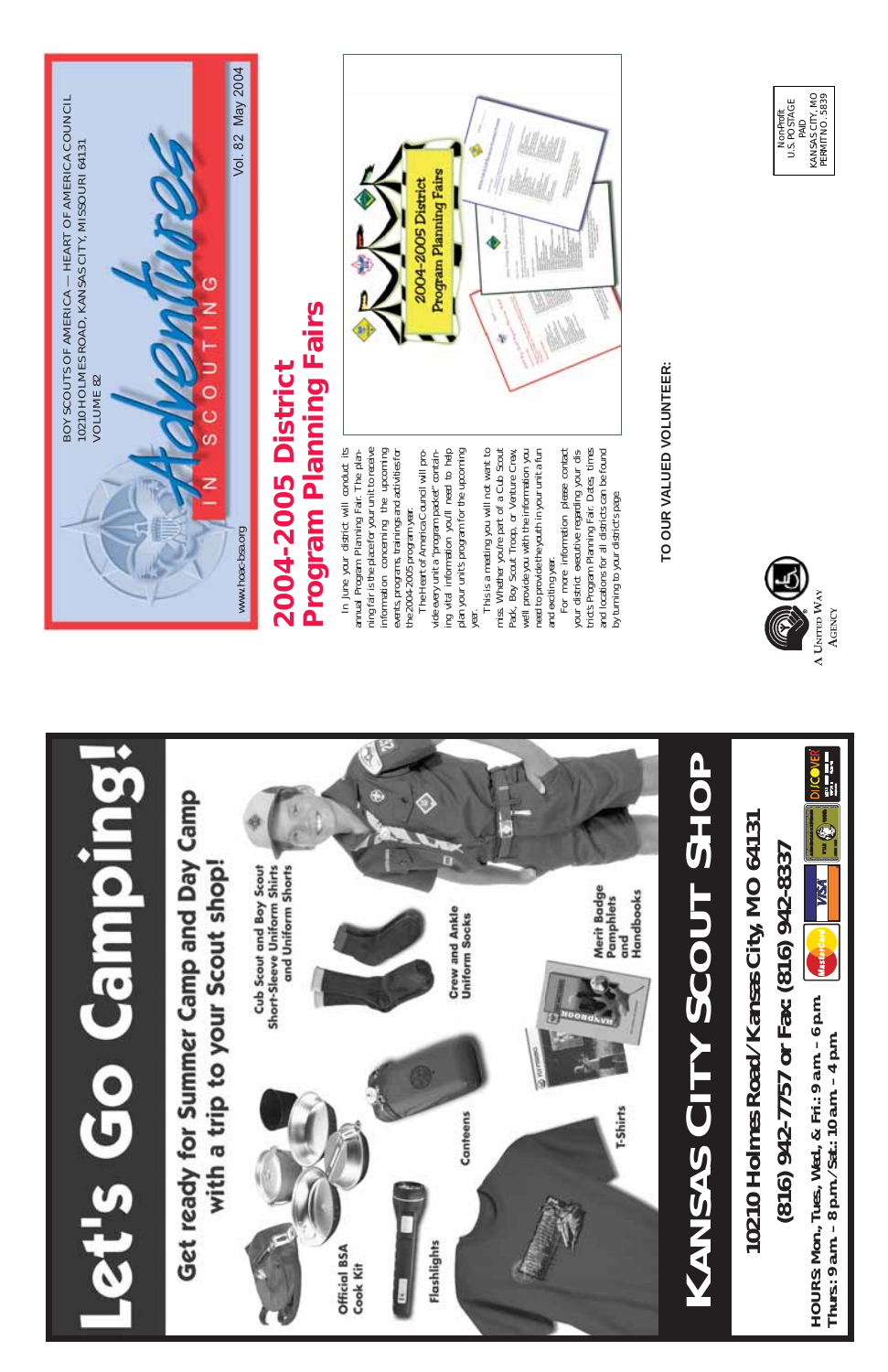# Let's Go Camping!

## Get ready for Summer Camp and Day Camp with a trip to your Scout shop!

Official BSA Cook Kit

Flashlights

Canteens

T-Shirts

Cub Scout and Boy Scout Short-Sleeve Uniform Shirts and Uniform Shorts

Crew and Ankle Uniform Socks

Merit Badge Pamphlets and Handbooks

## KANSAS CITY SCOUT SHOP

**10210 Holmes Road/Kansas City, MO 64131**

**(816) 942-7757 or Fax: (816) 942-8337**

**HOURS: Mon., Tues., Wed., & Fri.: 9 a.m. – 6 p.m.**
**Thurs.: 9 a.m. – 8 p.m./Sat.: 10 a.m. – 4 p.m.**

---

BOY SCOUTS OF AMERICA — HEART OF AMERICA COUNCIL
10210 HOLMES ROAD, KANSAS CITY, MISSOURI 64131
VOLUME 82

# Adventures IN SCOUTING

www.hoac-bsa.org

Vol. 82 May 2004

# 2004-2005 District Program Planning Fairs

In June your district will conduct its annual Program Planning Fair. The planning fair is the place for your unit to receive information concerning the upcoming events, programs, trainings and activities for the 2004-2005 program year.

The Heart of America Council will provide every unit a "program packet" containing vital information you'll need to help plan your unit's program for the upcoming year.

This is a meeting you will not want to miss. Whether you're part of a Cub Scout Pack, Boy Scout Troop, or Venture Crew, we'll provide you with the information you need to provide the youth in your unit a fun and exciting year.

For more information please contact your district executive regarding your district's Program Planning Fair. Dates, times and locations for all districts can be found by turning to your district's page.

2004-2005 District Program Planning Fairs

TO OUR VALUED VOLUNTEER:

A UNITED WAY AGENCY

NonProfit
U.S. POSTAGE
PAID
KANSAS CITY, MO
PERMIT NO. 5839